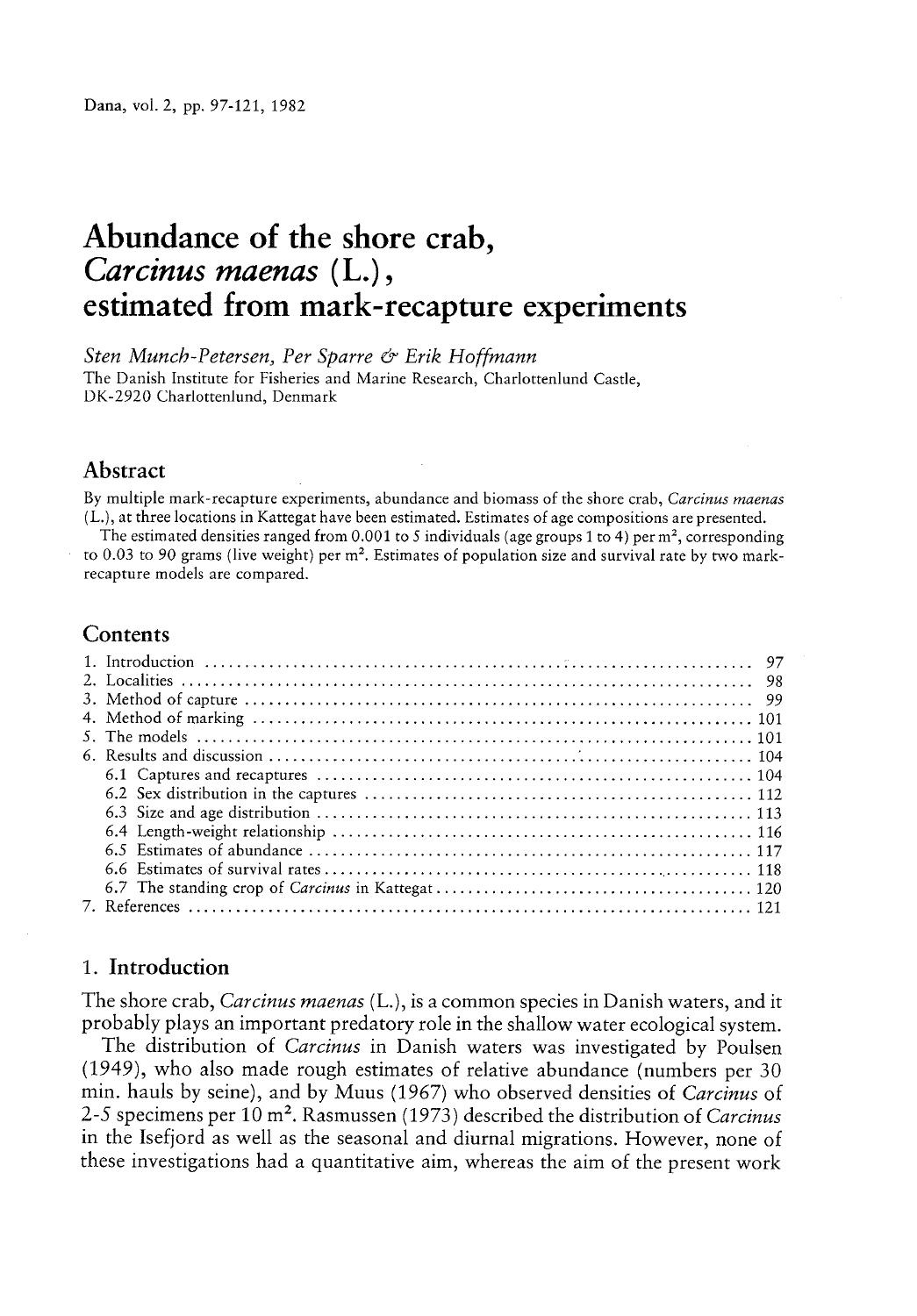# Abundance of the shore crab, *Carcinus maenas* (L.), estimated from mark-recapture experiments

*Sten Munch-Petersen, Per Sparre & Erik Hoffmann*

The Danish Institute for Fisheries and Marine Research, Charlottenlund Castle, DK-2920 Charlottenlund, Denmark

## Abstract

By multiple mark-recapture experiments, abundance and biomass of the shore crab, *Carcinus maenas* (L.), at three locations in Kattegat have been estimated. Estimates of age compositions are presented.

The estimated densities ranged from 0.001 to 5 individuals (age groups 1 to 4) per $m^2$, corresponding to 0.03 to 90 grams (live weight) per $m^2$. Estimates of population size and survival rate by two mark-recapture models are compared.

## Contents

| | |
|---|---|
| 1. Introduction | 97 |
| 2. Localities | 98 |
| 3. Method of capture | 99 |
| 4. Method of marking | 101 |
| 5. The models | 101 |
| 6. Results and discussion | 104 |
| 6.1 Captures and recaptures | 104 |
| 6.2 Sex distribution in the captures | 112 |
| 6.3 Size and age distribution | 113 |
| 6.4 Length-weight relationship | 116 |
| 6.5 Estimates of abundance | 117 |
| 6.6 Estimates of survival rates | 118 |
| 6.7 The standing crop of *Carcinus* in Kattegat | 120 |
| 7. References | 121 |

## 1. Introduction

The shore crab, *Carcinus maenas* (L.), is a common species in Danish waters, and it probably plays an important predatory role in the shallow water ecological system.

The distribution of *Carcinus* in Danish waters was investigated by Poulsen (1949), who also made rough estimates of relative abundance (numbers per 30 min. hauls by seine), and by Muus (1967) who observed densities of *Carcinus* of 2-5 specimens per 10 $m^2$. Rasmussen (1973) described the distribution of *Carcinus* in the Isefjord as well as the seasonal and diurnal migrations. However, none of these investigations had a quantitative aim, whereas the aim of the present work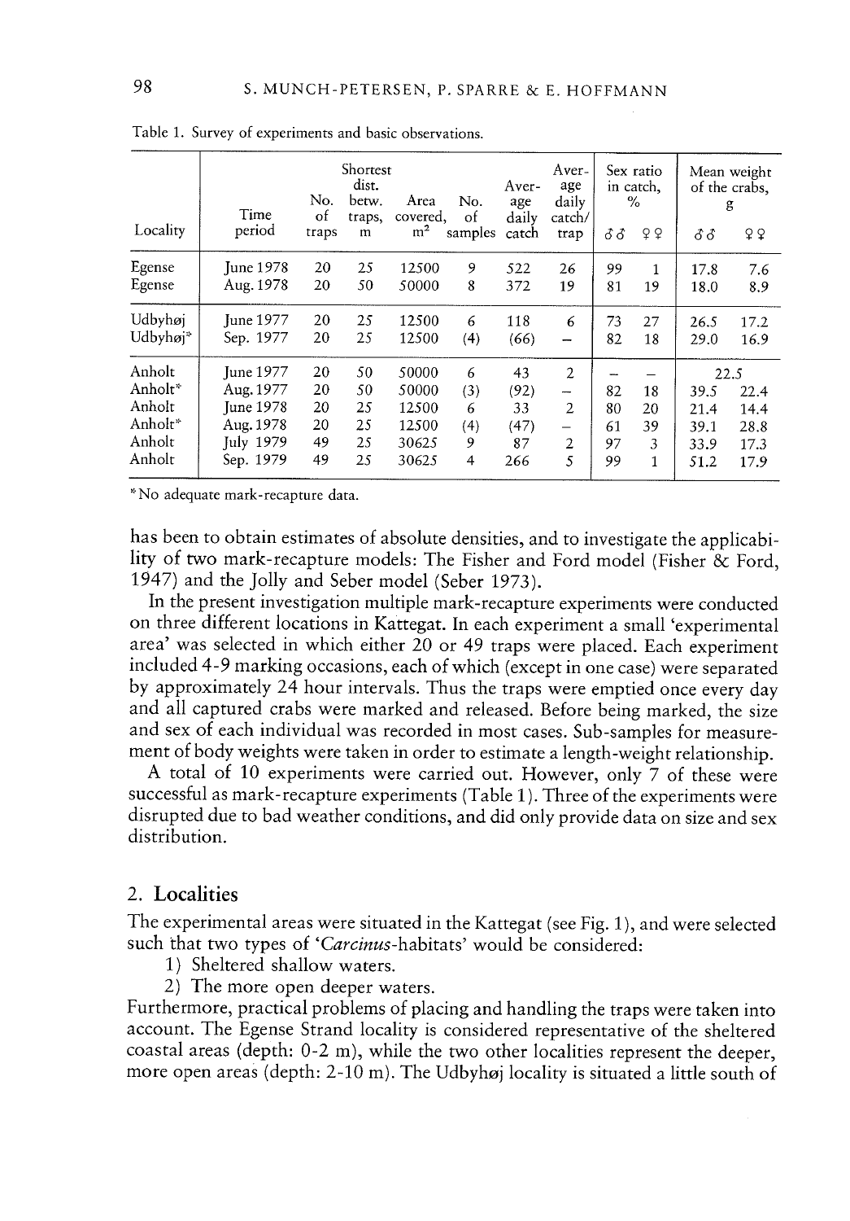Table 1. Survey of experiments and basic observations.

| Locality | Time period | No. of traps | Shortest dist. betw. traps, m | Area covered, m² | No. of samples | Average daily catch | Average daily catch/trap | Sex ratio in catch, % | | Mean weight of the crabs, g | |
|---|---|---|---|---|---|---|---|---|---|---|---|
| | | | | | | | | ♂♂ | ♀♀ | ♂♂ | ♀♀ |
| Egense | June 1978 | 20 | 25 | 12500 | 9 | 522 | 26 | 99 | 1 | 17.8 | 7.6 |
| Egense | Aug. 1978 | 20 | 50 | 50000 | 8 | 372 | 19 | 81 | 19 | 18.0 | 8.9 |
| Udbyhøj | June 1977 | 20 | 25 | 12500 | 6 | 118 | 6 | 73 | 27 | 26.5 | 17.2 |
| Udbyhøj* | Sep. 1977 | 20 | 25 | 12500 | (4) | (66) | – | 82 | 18 | 29.0 | 16.9 |
| Anholt | June 1977 | 20 | 50 | 50000 | 6 | 43 | 2 | – | – | 22.5 | |
| Anholt* | Aug. 1977 | 20 | 50 | 50000 | (3) | (92) | – | 82 | 18 | 39.5 | 22.4 |
| Anholt | June 1978 | 20 | 25 | 12500 | 6 | 33 | 2 | 80 | 20 | 21.4 | 14.4 |
| Anholt* | Aug. 1978 | 20 | 25 | 12500 | (4) | (47) | – | 61 | 39 | 39.1 | 28.8 |
| Anholt | July 1979 | 49 | 25 | 30625 | 9 | 87 | 2 | 97 | 3 | 33.9 | 17.3 |
| Anholt | Sep. 1979 | 49 | 25 | 30625 | 4 | 266 | 5 | 99 | 1 | 51.2 | 17.9 |

*No adequate mark-recapture data.

has been to obtain estimates of absolute densities, and to investigate the applicability of two mark-recapture models: The Fisher and Ford model (Fisher & Ford, 1947) and the Jolly and Seber model (Seber 1973).

In the present investigation multiple mark-recapture experiments were conducted on three different locations in Kattegat. In each experiment a small 'experimental area' was selected in which either 20 or 49 traps were placed. Each experiment included 4-9 marking occasions, each of which (except in one case) were separated by approximately 24 hour intervals. Thus the traps were emptied once every day and all captured crabs were marked and released. Before being marked, the size and sex of each individual was recorded in most cases. Sub-samples for measurement of body weights were taken in order to estimate a length-weight relationship.

A total of 10 experiments were carried out. However, only 7 of these were successful as mark-recapture experiments (Table 1). Three of the experiments were disrupted due to bad weather conditions, and did only provide data on size and sex distribution.

## 2. Localities

The experimental areas were situated in the Kattegat (see Fig. 1), and were selected such that two types of '*Carcinus*-habitats' would be considered:

1) Sheltered shallow waters.
2) The more open deeper waters.

Furthermore, practical problems of placing and handling the traps were taken into account. The Egense Strand locality is considered representative of the sheltered coastal areas (depth: 0-2 m), while the two other localities represent the deeper, more open areas (depth: 2-10 m). The Udbyhøj locality is situated a little south of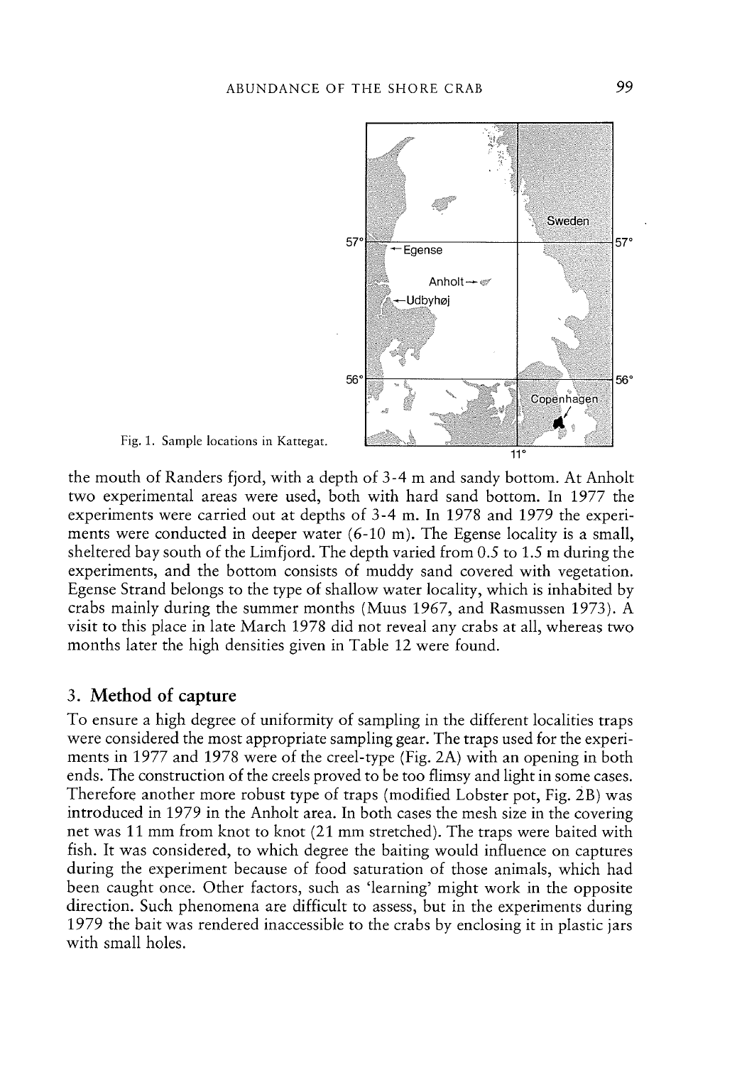Fig. 1. Sample locations in Kattegat.

the mouth of Randers fjord, with a depth of 3-4 m and sandy bottom. At Anholt two experimental areas were used, both with hard sand bottom. In 1977 the experiments were carried out at depths of 3-4 m. In 1978 and 1979 the experiments were conducted in deeper water (6-10 m). The Egense locality is a small, sheltered bay south of the Limfjord. The depth varied from 0.5 to 1.5 m during the experiments, and the bottom consists of muddy sand covered with vegetation. Egense Strand belongs to the type of shallow water locality, which is inhabited by crabs mainly during the summer months (Muus 1967, and Rasmussen 1973). A visit to this place in late March 1978 did not reveal any crabs at all, whereas two months later the high densities given in Table 12 were found.

## 3. Method of capture

To ensure a high degree of uniformity of sampling in the different localities traps were considered the most appropriate sampling gear. The traps used for the experiments in 1977 and 1978 were of the creel-type (Fig. 2A) with an opening in both ends. The construction of the creels proved to be too flimsy and light in some cases. Therefore another more robust type of traps (modified Lobster pot, Fig. 2B) was introduced in 1979 in the Anholt area. In both cases the mesh size in the covering net was 11 mm from knot to knot (21 mm stretched). The traps were baited with fish. It was considered, to which degree the baiting would influence on captures during the experiment because of food saturation of those animals, which had been caught once. Other factors, such as 'learning' might work in the opposite direction. Such phenomena are difficult to assess, but in the experiments during 1979 the bait was rendered inaccessible to the crabs by enclosing it in plastic jars with small holes.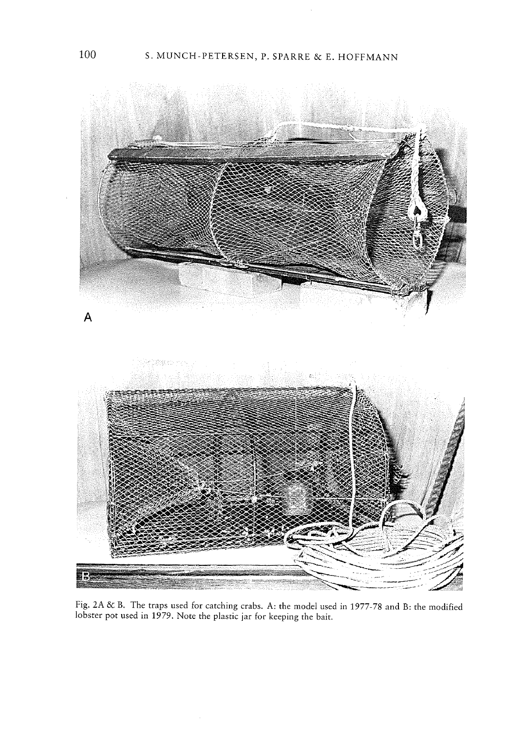A

B

Fig. 2A & B. The traps used for catching crabs. A: the model used in 1977-78 and B: the modified lobster pot used in 1979. Note the plastic jar for keeping the bait.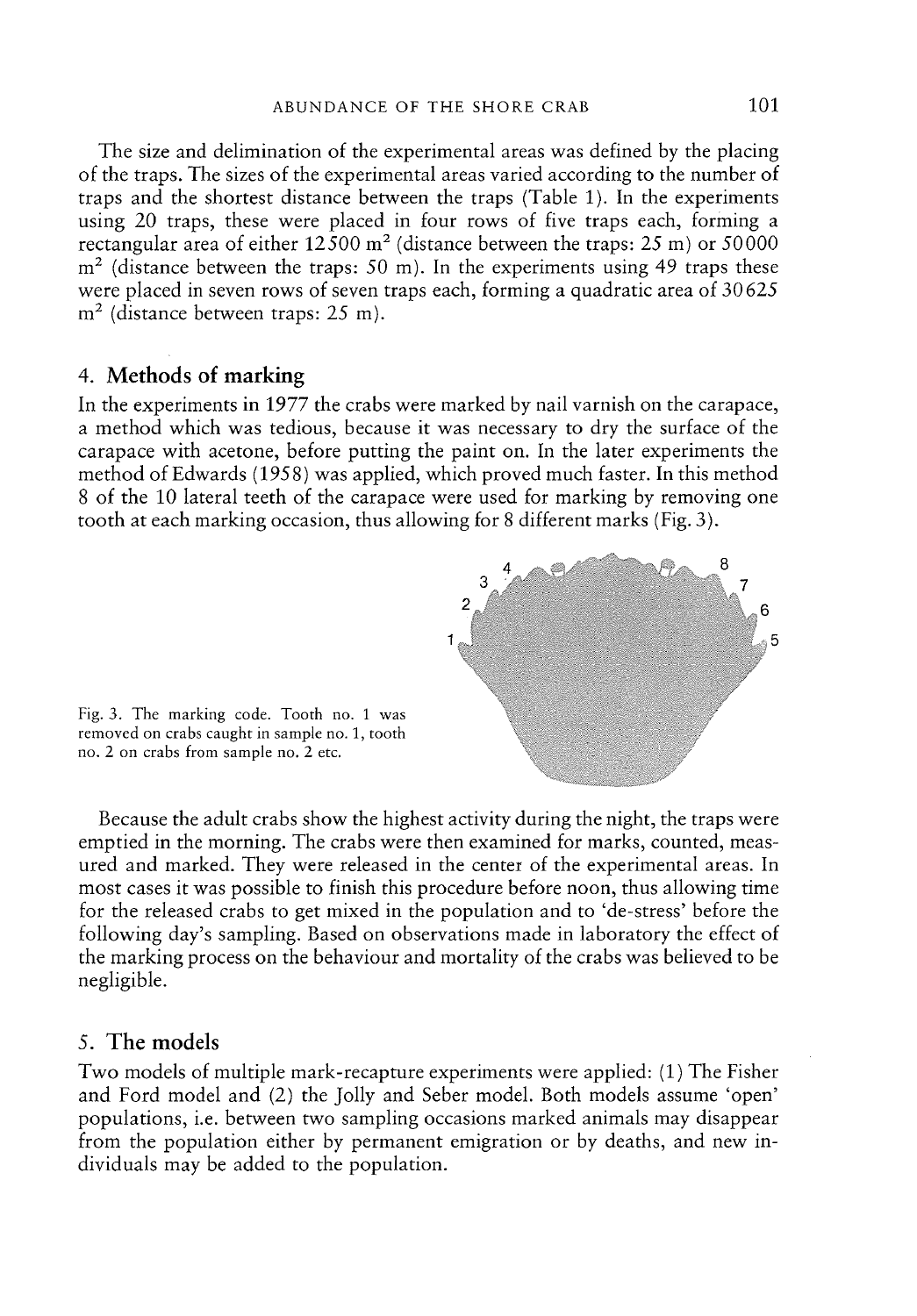The size and delimination of the experimental areas was defined by the placing of the traps. The sizes of the experimental areas varied according to the number of traps and the shortest distance between the traps (Table 1). In the experiments using 20 traps, these were placed in four rows of five traps each, forming a rectangular area of either 12500 $m^2$ (distance between the traps: 25 m) or 50000 $m^2$ (distance between the traps: 50 m). In the experiments using 49 traps these were placed in seven rows of seven traps each, forming a quadratic area of 30625 $m^2$ (distance between traps: 25 m).

## 4. Methods of marking

In the experiments in 1977 the crabs were marked by nail varnish on the carapace, a method which was tedious, because it was necessary to dry the surface of the carapace with acetone, before putting the paint on. In the later experiments the method of Edwards (1958) was applied, which proved much faster. In this method 8 of the 10 lateral teeth of the carapace were used for marking by removing one tooth at each marking occasion, thus allowing for 8 different marks (Fig. 3).

Fig. 3. The marking code. Tooth no. 1 was removed on crabs caught in sample no. 1, tooth no. 2 on crabs from sample no. 2 etc.

Because the adult crabs show the highest activity during the night, the traps were emptied in the morning. The crabs were then examined for marks, counted, measured and marked. They were released in the center of the experimental areas. In most cases it was possible to finish this procedure before noon, thus allowing time for the released crabs to get mixed in the population and to 'de-stress' before the following day's sampling. Based on observations made in laboratory the effect of the marking process on the behaviour and mortality of the crabs was believed to be negligible.

## 5. The models

Two models of multiple mark-recapture experiments were applied: (1) The Fisher and Ford model and (2) the Jolly and Seber model. Both models assume 'open' populations, i.e. between two sampling occasions marked animals may disappear from the population either by permanent emigration or by deaths, and new individuals may be added to the population.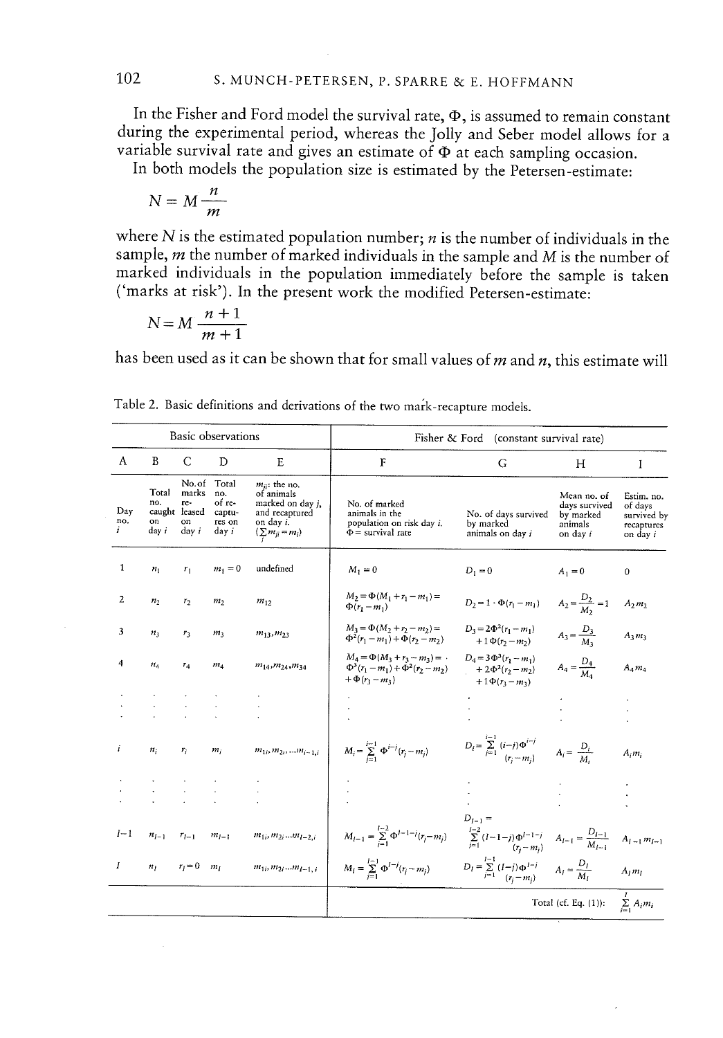In the Fisher and Ford model the survival rate, $\Phi$, is assumed to remain constant during the experimental period, whereas the Jolly and Seber model allows for a variable survival rate and gives an estimate of $\Phi$ at each sampling occasion.

In both models the population size is estimated by the Petersen-estimate:

$$N = M\frac{n}{m}$$

where $N$ is the estimated population number; $n$ is the number of individuals in the sample, $m$ the number of marked individuals in the sample and $M$ is the number of marked individuals in the population immediately before the sample is taken ('marks at risk'). In the present work the modified Petersen-estimate:

$$N = M\frac{n+1}{m+1}$$

has been used as it can be shown that for small values of $m$ and $n$, this estimate will

Table 2. Basic definitions and derivations of the two mark-recapture models.

| Basic observations | | | | | Fisher & Ford (constant survival rate) | | | |
|---|---|---|---|---|---|---|---|---|
| A | B | C | D | E | F | G | H | I |
| Day no. $i$ | Total no. caught on day $i$ | No. of marks released on day $i$ | Total no. of recaptures on day $i$ | $m_{ji}$: the no. of animals marked on day $j$, and recaptured on day $i$. ($\sum_j m_{ji} = m_i$) | No. of marked animals in the population on risk day $i$. $\Phi$ = survival rate | No. of days survived by marked animals on day $i$ | Mean no. of days survived by marked animals on day $i$ | Estim. no. of days survived by recaptures on day $i$ |
| 1 | $n_1$ | $r_1$ | $m_1 = 0$ | undefined | $M_1 = 0$ | $D_1 = 0$ | $A_1 = 0$ | 0 |
| 2 | $n_2$ | $r_2$ | $m_2$ | $m_{12}$ | $M_2 = \Phi(M_1 + r_1 - m_1) = \Phi(r_1 - m_1)$ | $D_2 = 1 \cdot \Phi(r_1 - m_1)$ | $A_2 = \frac{D_2}{M_2} = 1$ | $A_2 m_2$ |
| 3 | $n_3$ | $r_3$ | $m_3$ | $m_{13}, m_{23}$ | $M_3 = \Phi(M_2 + r_2 - m_2) = \Phi^2(r_1 - m_1) + \Phi(r_2 - m_2)$ | $D_3 = 2\Phi^2(r_1 - m_1) + 1\Phi(r_2 - m_2)$ | $A_3 = \frac{D_3}{M_3}$ | $A_3 m_3$ |
| 4 | $n_4$ | $r_4$ | $m_4$ | $m_{14}, m_{24}, m_{34}$ | $M_4 = \Phi(M_3 + r_3 - m_3) = \Phi^3(r_1 - m_1) + \Phi^2(r_2 - m_2) + \Phi(r_3 - m_3)$ | $D_4 = 3\Phi^3(r_1 - m_1) + 2\Phi^2(r_2 - m_2) + 1\Phi(r_3 - m_3)$ | $A_4 = \frac{D_4}{M_4}$ | $A_4 m_4$ |
| . | . | . | . | . | . | . | . | . |
| $i$ | $n_i$ | $r_i$ | $m_i$ | $m_{1i}, m_{2i}, \ldots m_{i-1,i}$ | $M_i = \sum_{j=1}^{i-1} \Phi^{i-j}(r_j - m_j)$ | $D_i = \sum_{j=1}^{i-1} (i-j)\Phi^{i-j}(r_j - m_j)$ | $A_i = \frac{D_i}{M_i}$ | $A_i m_i$ |
| . | . | . | . | . | . | . | . | . |
| $I-1$ | $n_{I-1}$ | $r_{I-1}$ | $m_{I-1}$ | $m_{1i}, m_{2i} \ldots m_{I-2,i}$ | $M_{I-1} = \sum_{j=1}^{I-2} \Phi^{I-1-j}(r_j - m_j)$ | $D_{I-1} = \sum_{j=1}^{I-2} (I-1-j)\Phi^{I-1-j}(r_j - m_j)$ | $A_{I-1} = \frac{D_{I-1}}{M_{I-1}}$ | $A_{I-1} m_{I-1}$ |
| $I$ | $n_I$ | $r_I = 0$ | $m_I$ | $m_{1i}, m_{2i} \ldots m_{I-1,i}$ | $M_I = \sum_{j=1}^{I-1} \Phi^{I-j}(r_j - m_j)$ | $D_I = \sum_{j=1}^{I-1} (I-j)\Phi^{I-j}(r_j - m_j)$ | $A_I = \frac{D_I}{M_I}$ | $A_I m_I$ |
| | | | | | | | Total (cf. Eq. (1)): | $\sum_{i=1}^{I} A_i m_i$ |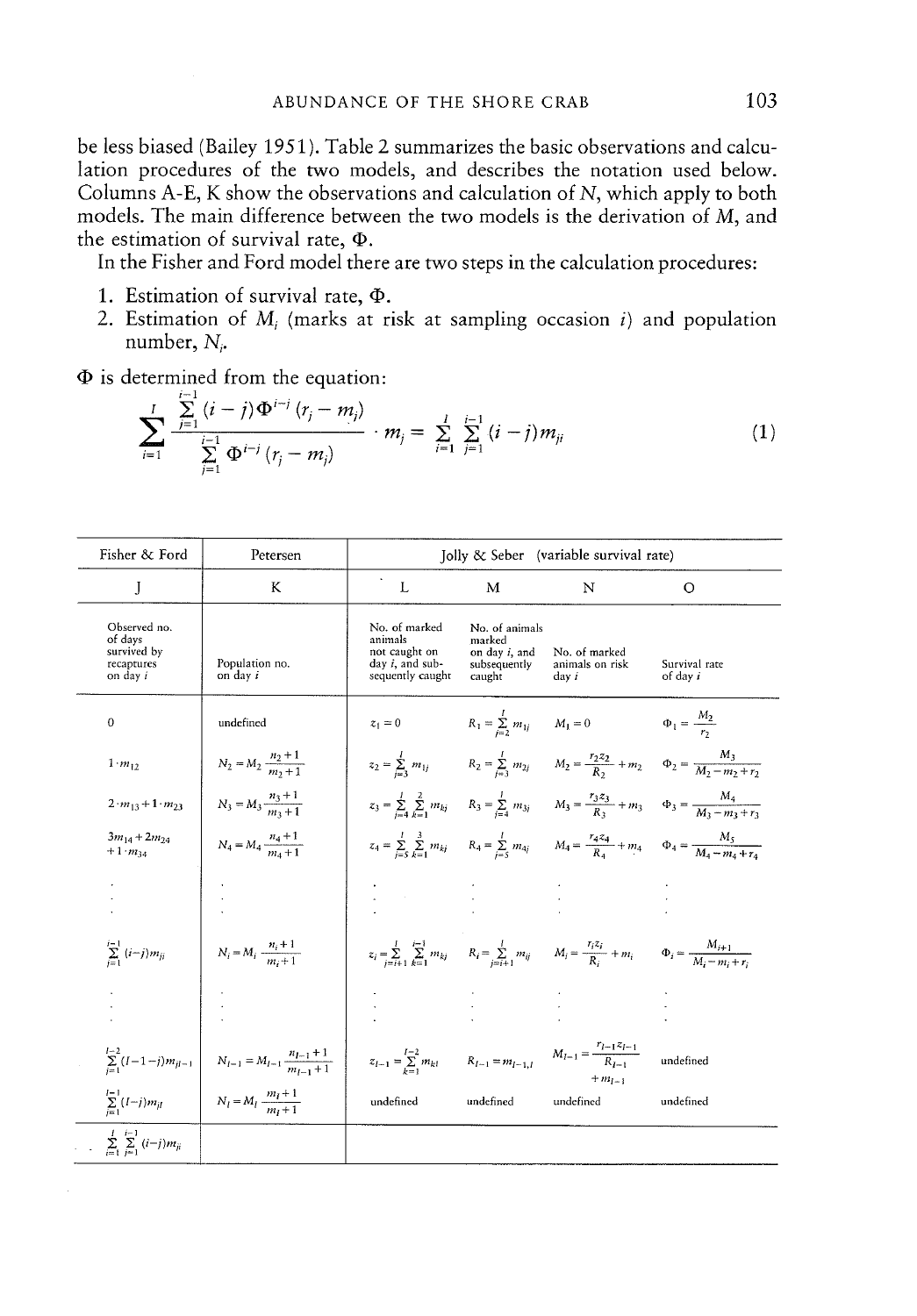be less biased (Bailey 1951). Table 2 summarizes the basic observations and calculation procedures of the two models, and describes the notation used below. Columns A-E, K show the observations and calculation of $N$, which apply to both models. The main difference between the two models is the derivation of $M$, and the estimation of survival rate, $\Phi$.

In the Fisher and Ford model there are two steps in the calculation procedures:

1. Estimation of survival rate, $\Phi$.
2. Estimation of $M_i$ (marks at risk at sampling occasion $i$) and population number, $N_i$.

$\Phi$ is determined from the equation:

$$\sum_{i=1}^{I} \frac{\sum_{j=1}^{i-1} (i-j)\Phi^{i-j}(r_j - m_j)}{\sum_{j=1}^{i-1} \Phi^{i-j}(r_j - m_j)} \cdot m_j = \sum_{i=1}^{I} \sum_{j=1}^{i-1} (i-j)m_{ji} \tag{1}$$

| Fisher & Ford | Petersen | Jolly & Seber (variable survival rate) | | | |
|---|---|---|---|---|---|
| J | K | L | M | N | O |
| Observed no. of days survived by recaptures on day $i$ | Population no. on day $i$ | No. of marked animals not caught on day $i$, and subsequently caught | No. of animals marked on day $i$, and subsequently caught | No. of marked animals on risk day $i$ | Survival rate of day $i$ |
| 0 | undefined | $z_1 = 0$ | $R_1 = \sum_{j=2}^{I} m_{1j}$ | $M_1 = 0$ | $\Phi_1 = \frac{M_2}{r_2}$ |
| $1 \cdot m_{12}$ | $N_2 = M_2 \frac{n_2+1}{m_2+1}$ | $z_2 = \sum_{j=3}^{I} m_{1j}$ | $R_2 = \sum_{j=3}^{I} m_{2j}$ | $M_2 = \frac{r_2 z_2}{R_2} + m_2$ | $\Phi_2 = \frac{M_3}{M_2 - m_2 + r_2}$ |
| $2 \cdot m_{13} + 1 \cdot m_{23}$ | $N_3 = M_3 \frac{n_3+1}{m_3+1}$ | $z_3 = \sum_{j=4}^{I} \sum_{k=1}^{2} m_{kj}$ | $R_3 = \sum_{j=4}^{I} m_{3j}$ | $M_3 = \frac{r_3 z_3}{R_3} + m_3$ | $\Phi_3 = \frac{M_4}{M_3 - m_3 + r_3}$ |
| $3m_{14} + 2m_{24} + 1 \cdot m_{34}$ | $N_4 = M_4 \frac{n_4+1}{m_4+1}$ | $z_4 = \sum_{j=5}^{I} \sum_{k=1}^{3} m_{kj}$ | $R_4 = \sum_{j=5}^{I} m_{4j}$ | $M_4 = \frac{r_4 z_4}{R_4} + m_4$ | $\Phi_4 = \frac{M_5}{M_4 - m_4 + r_4}$ |
| ⋮ | ⋮ | ⋮ | ⋮ | ⋮ | ⋮ |
| $\sum_{j=1}^{i-1} (i-j)m_{ji}$ | $N_i = M_i \frac{n_i+1}{m_i+1}$ | $z_i = \sum_{j=i+1}^{I} \sum_{k=1}^{i-1} m_{kj}$ | $R_i = \sum_{j=i+1}^{I} m_{ij}$ | $M_i = \frac{r_i z_i}{R_i} + m_i$ | $\Phi_i = \frac{M_{i+1}}{M_i - m_i + r_i}$ |
| ⋮ | ⋮ | ⋮ | ⋮ | ⋮ | ⋮ |
| $\sum_{j=1}^{I-2} (I-1-j)m_{jI-1}$ | $N_{I-1} = M_{I-1} \frac{n_{I-1}+1}{m_{I-1}+1}$ | $z_{I-1} = \sum_{k=1}^{I-2} m_{kI}$ | $R_{I-1} = m_{I-1,I}$ | $M_{I-1} = \frac{r_{I-1} z_{I-1}}{R_{I-1}} + m_{I-1}$ | undefined |
| $\sum_{j=1}^{I-1} (I-j)m_{jI}$ | $N_I = M_I \frac{m_I+1}{m_I+1}$ | undefined | undefined | undefined | undefined |
| $\sum_{i=1}^{I} \sum_{j=1}^{i-1} (i-j)m_{ji}$ | | | | | |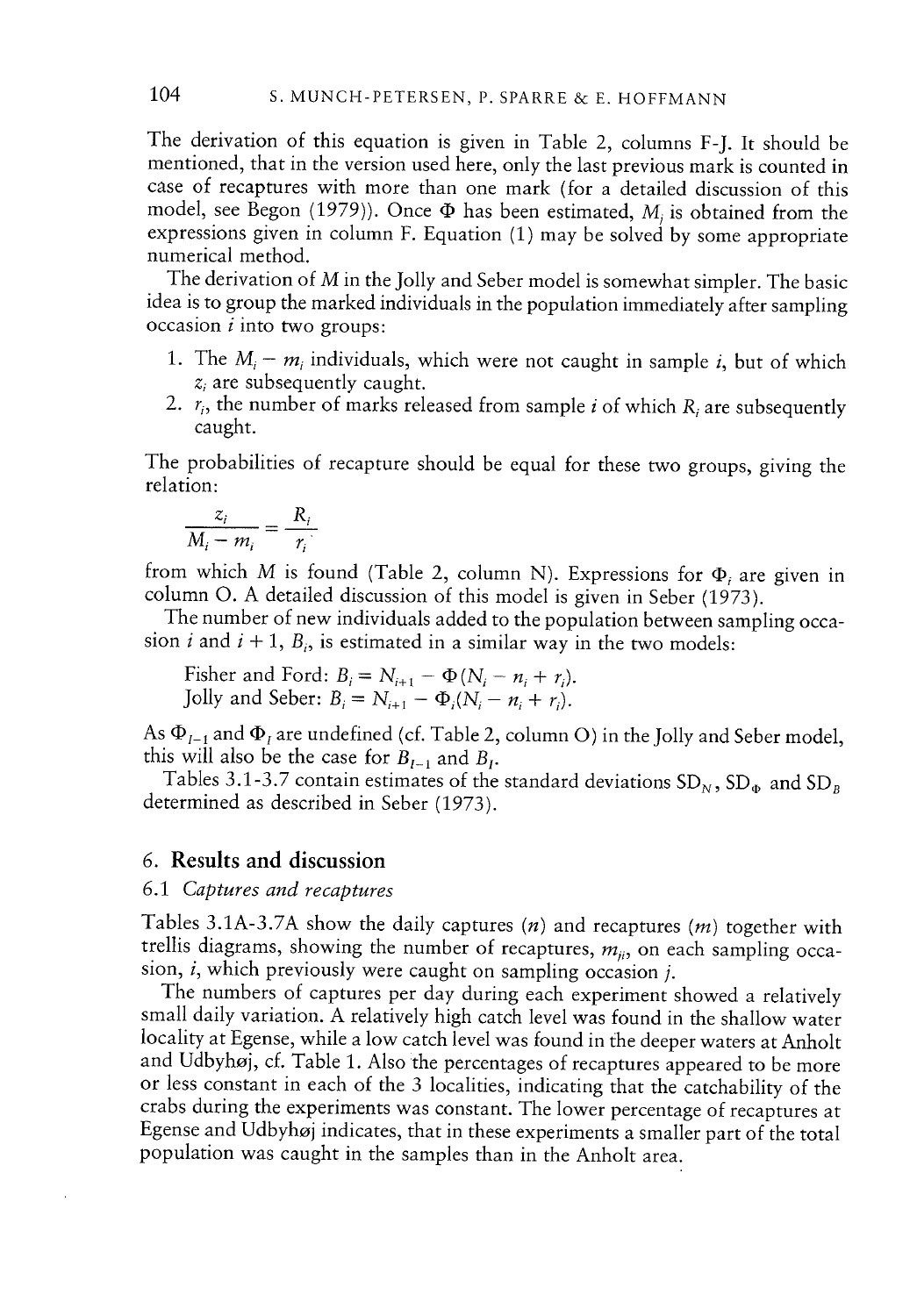The derivation of this equation is given in Table 2, columns F-J. It should be mentioned, that in the version used here, only the last previous mark is counted in case of recaptures with more than one mark (for a detailed discussion of this model, see Begon (1979)). Once $\Phi$ has been estimated, $M_i$ is obtained from the expressions given in column F. Equation (1) may be solved by some appropriate numerical method.

The derivation of $M$ in the Jolly and Seber model is somewhat simpler. The basic idea is to group the marked individuals in the population immediately after sampling occasion $i$ into two groups:

1. The $M_i - m_i$ individuals, which were not caught in sample $i$, but of which $z_i$ are subsequently caught.
2. $r_i$, the number of marks released from sample $i$ of which $R_i$ are subsequently caught.

The probabilities of recapture should be equal for these two groups, giving the relation:

$$\frac{z_i}{M_i - m_i} = \frac{R_i}{r_i}$$

from which $M$ is found (Table 2, column N). Expressions for $\Phi_i$ are given in column O. A detailed discussion of this model is given in Seber (1973).

The number of new individuals added to the population between sampling occasion $i$ and $i + 1$, $B_i$, is estimated in a similar way in the two models:

Fisher and Ford: $B_i = N_{i+1} - \Phi(N_i - n_i + r_i)$.

Jolly and Seber: $B_i = N_{i+1} - \Phi_i(N_i - n_i + r_i)$.

As $\Phi_{I-1}$ and $\Phi_I$ are undefined (cf. Table 2, column O) in the Jolly and Seber model, this will also be the case for $B_{I-1}$ and $B_I$.

Tables 3.1-3.7 contain estimates of the standard deviations $SD_N$, $SD_\Phi$ and $SD_B$ determined as described in Seber (1973).

## 6. Results and discussion

### 6.1 *Captures and recaptures*

Tables 3.1A-3.7A show the daily captures ($n$) and recaptures ($m$) together with trellis diagrams, showing the number of recaptures, $m_{ji}$, on each sampling occasion, $i$, which previously were caught on sampling occasion $j$.

The numbers of captures per day during each experiment showed a relatively small daily variation. A relatively high catch level was found in the shallow water locality at Egense, while a low catch level was found in the deeper waters at Anholt and Udbyhøj, cf. Table 1. Also the percentages of recaptures appeared to be more or less constant in each of the 3 localities, indicating that the catchability of the crabs during the experiments was constant. The lower percentage of recaptures at Egense and Udbyhøj indicates, that in these experiments a smaller part of the total population was caught in the samples than in the Anholt area.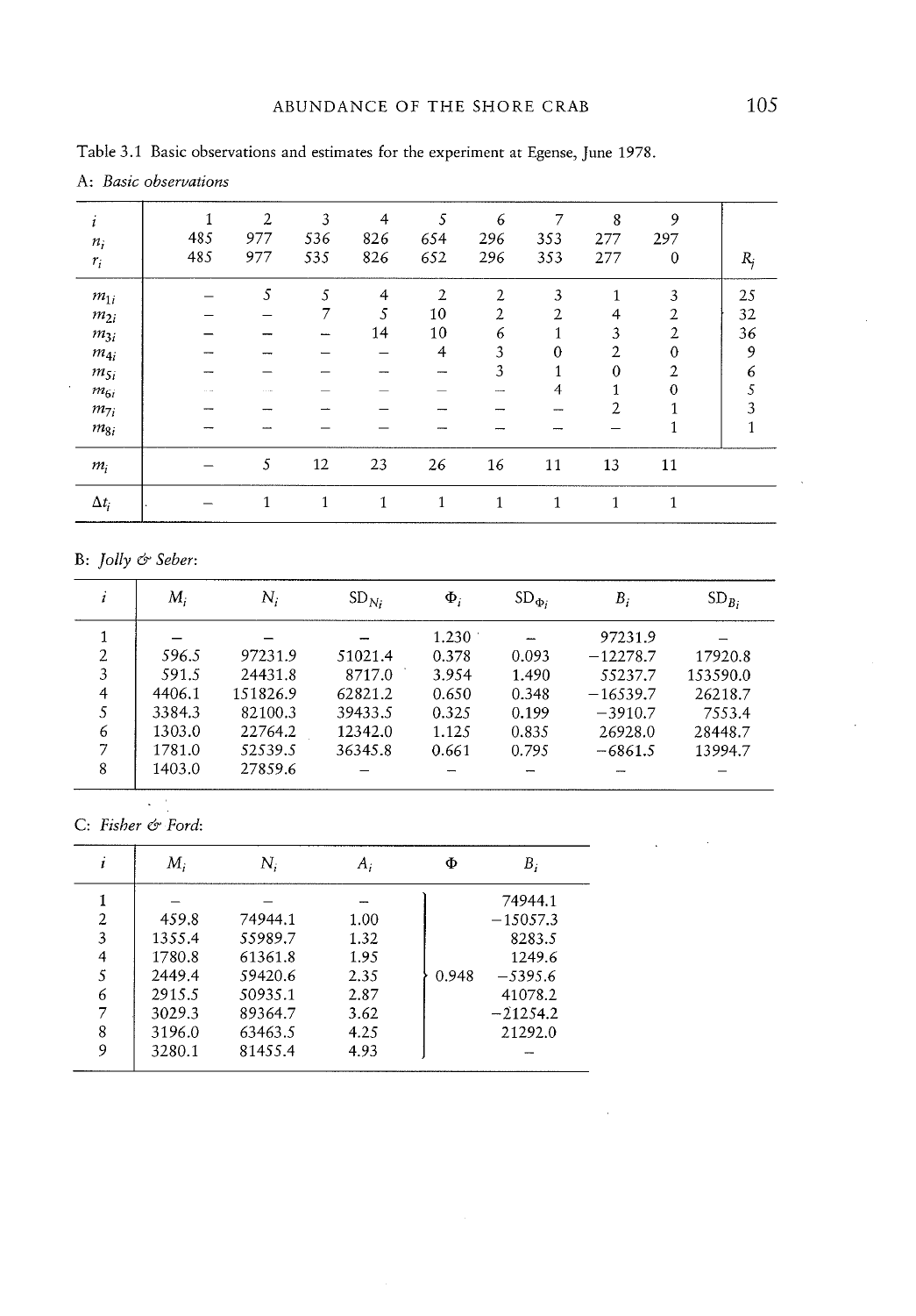Table 3.1 Basic observations and estimates for the experiment at Egense, June 1978.

A: *Basic observations*

| $i$ | 1 | 2 | 3 | 4 | 5 | 6 | 7 | 8 | 9 | $R_j$ |
|---|---|---|---|---|---|---|---|---|---|---|
| $n_i$ | 485 | 977 | 536 | 826 | 654 | 296 | 353 | 277 | 297 | |
| $r_i$ | 485 | 977 | 535 | 826 | 652 | 296 | 353 | 277 | 0 | |
| $m_{1i}$ | – | 5 | 5 | 4 | 2 | 2 | 3 | 1 | 3 | 25 |
| $m_{2i}$ | – | – | 7 | 5 | 10 | 2 | 2 | 4 | 2 | 32 |
| $m_{3i}$ | – | – | – | 14 | 10 | 6 | 1 | 3 | 2 | 36 |
| $m_{4i}$ | – | – | – | – | 4 | 3 | 0 | 2 | 0 | 9 |
| $m_{5i}$ | – | – | – | – | – | 3 | 1 | 0 | 2 | 6 |
| $m_{6i}$ | – | – | – | – | – | – | 4 | 1 | 0 | 5 |
| $m_{7i}$ | – | – | – | – | – | – | – | 2 | 1 | 3 |
| $m_{8i}$ | – | – | – | – | – | – | – | – | 1 | 1 |
| $m_i$ | – | 5 | 12 | 23 | 26 | 16 | 11 | 13 | 11 | |
| $\Delta t_i$ | – | 1 | 1 | 1 | 1 | 1 | 1 | 1 | 1 | |

B: *Jolly & Seber*:

| $i$ | $M_i$ | $N_i$ | $SD_{N_i}$ | $\Phi_i$ | $SD_{\Phi_i}$ | $B_i$ | $SD_{B_i}$ |
|---|---|---|---|---|---|---|---|
| 1 | – | – | – | 1.230 | – | 97231.9 | – |
| 2 | 596.5 | 97231.9 | 51021.4 | 0.378 | 0.093 | −12278.7 | 17920.8 |
| 3 | 591.5 | 24431.8 | 8717.0 | 3.954 | 1.490 | 55237.7 | 153590.0 |
| 4 | 4406.1 | 151826.9 | 62821.2 | 0.650 | 0.348 | −16539.7 | 26218.7 |
| 5 | 3384.3 | 82100.3 | 39433.5 | 0.325 | 0.199 | −3910.7 | 7553.4 |
| 6 | 1303.0 | 22764.2 | 12342.0 | 1.125 | 0.835 | 26928.0 | 28448.7 |
| 7 | 1781.0 | 52539.5 | 36345.8 | 0.661 | 0.795 | −6861.5 | 13994.7 |
| 8 | 1403.0 | 27859.6 | – | – | – | – | – |

C: *Fisher & Ford*:

| $i$ | $M_i$ | $N_i$ | $A_i$ | $\Phi$ | $B_i$ |
|---|---|---|---|---|---|
| 1 | – | – | – | | 74944.1 |
| 2 | 459.8 | 74944.1 | 1.00 | | −15057.3 |
| 3 | 1355.4 | 55989.7 | 1.32 | | 8283.5 |
| 4 | 1780.8 | 61361.8 | 1.95 | | 1249.6 |
| 5 | 2449.4 | 59420.6 | 2.35 | 0.948 | −5395.6 |
| 6 | 2915.5 | 50935.1 | 2.87 | | 41078.2 |
| 7 | 3029.3 | 89364.7 | 3.62 | | −21254.2 |
| 8 | 3196.0 | 63463.5 | 4.25 | | 21292.0 |
| 9 | 3280.1 | 81455.4 | 4.93 | | – |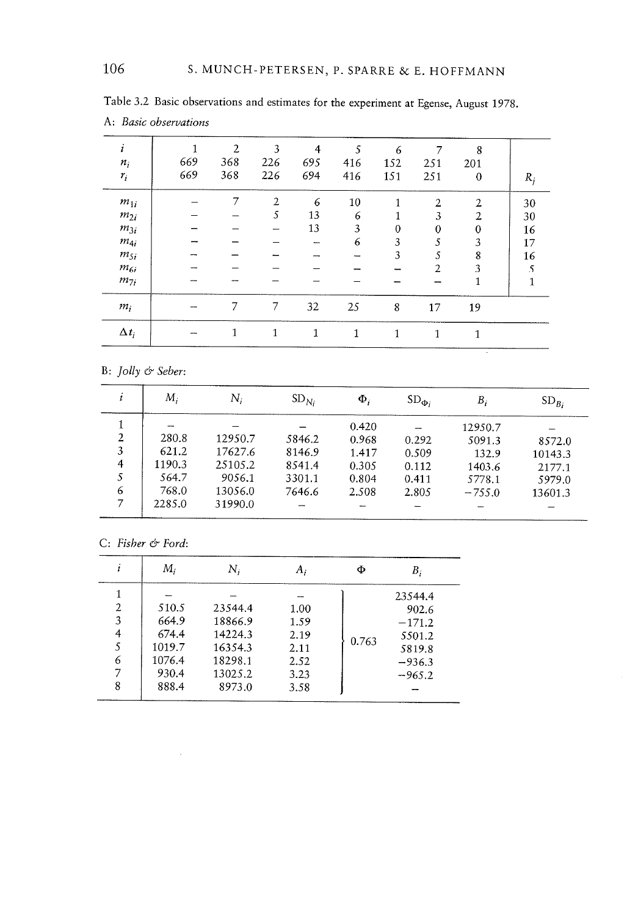Table 3.2 Basic observations and estimates for the experiment at Egense, August 1978.

A: *Basic observations*

| $i$ | 1 | 2 | 3 | 4 | 5 | 6 | 7 | 8 | |
|---|---|---|---|---|---|---|---|---|---|
| $n_i$ | 669 | 368 | 226 | 695 | 416 | 152 | 251 | 201 | |
| $r_i$ | 669 | 368 | 226 | 694 | 416 | 151 | 251 | 0 | $R_j$ |
| $m_{1i}$ | – | 7 | 2 | 6 | 10 | 1 | 2 | 2 | 30 |
| $m_{2i}$ | – | – | 5 | 13 | 6 | 1 | 3 | 2 | 30 |
| $m_{3i}$ | – | – | – | 13 | 3 | 0 | 0 | 0 | 16 |
| $m_{4i}$ | – | – | – | – | 6 | 3 | 5 | 3 | 17 |
| $m_{5i}$ | – | – | – | – | – | 3 | 5 | 8 | 16 |
| $m_{6i}$ | – | – | – | – | – | – | 2 | 3 | 5 |
| $m_{7i}$ | – | – | – | – | – | – | – | 1 | 1 |
| $m_i$ | – | 7 | 7 | 32 | 25 | 8 | 17 | 19 | |
| $\Delta t_i$ | – | 1 | 1 | 1 | 1 | 1 | 1 | 1 | |

B: *Jolly & Seber*:

| $i$ | $M_i$ | $N_i$ | $SD_{N_i}$ | $\Phi_i$ | $SD_{\Phi_i}$ | $B_i$ | $SD_{B_i}$ |
|---|---|---|---|---|---|---|---|
| 1 | – | – | – | 0.420 | – | 12950.7 | – |
| 2 | 280.8 | 12950.7 | 5846.2 | 0.968 | 0.292 | 5091.3 | 8572.0 |
| 3 | 621.2 | 17627.6 | 8146.9 | 1.417 | 0.509 | 132.9 | 10143.3 |
| 4 | 1190.3 | 25105.2 | 8541.4 | 0.305 | 0.112 | 1403.6 | 2177.1 |
| 5 | 564.7 | 9056.1 | 3301.1 | 0.804 | 0.411 | 5778.1 | 5979.0 |
| 6 | 768.0 | 13056.0 | 7646.6 | 2.508 | 2.805 | −755.0 | 13601.3 |
| 7 | 2285.0 | 31990.0 | – | – | – | – | – |

C: *Fisher & Ford*:

| $i$ | $M_i$ | $N_i$ | $A_i$ | $\Phi$ | $B_i$ |
|---|---|---|---|---|---|
| 1 | – | – | – | 0.763 | 23544.4 |
| 2 | 510.5 | 23544.4 | 1.00 | | 902.6 |
| 3 | 664.9 | 18866.9 | 1.59 | | −171.2 |
| 4 | 674.4 | 14224.3 | 2.19 | | 5501.2 |
| 5 | 1019.7 | 16354.3 | 2.11 | | 5819.8 |
| 6 | 1076.4 | 18298.1 | 2.52 | | −936.3 |
| 7 | 930.4 | 13025.2 | 3.23 | | −965.2 |
| 8 | 888.4 | 8973.0 | 3.58 | | – |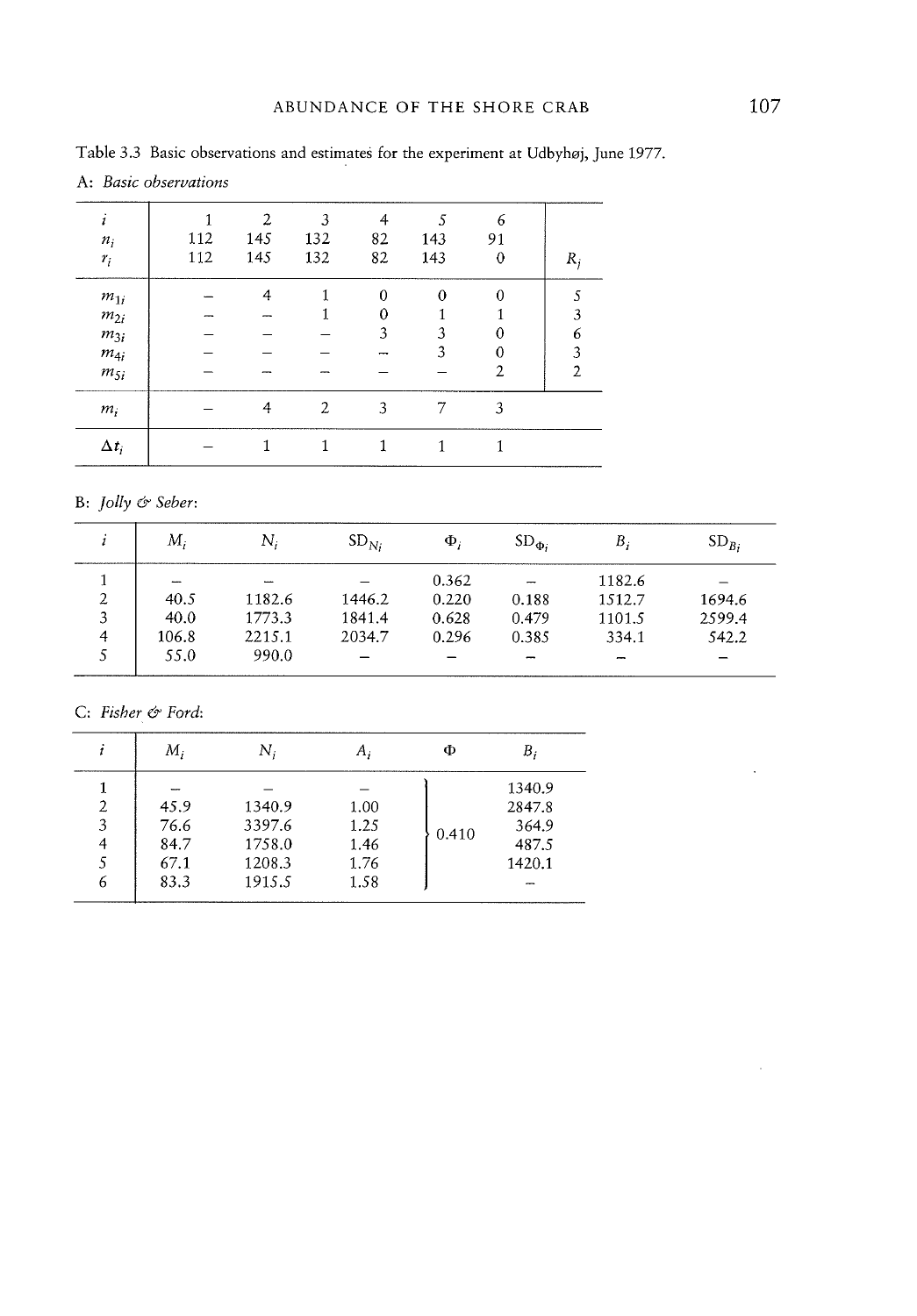Table 3.3 Basic observations and estimates for the experiment at Udbyhøj, June 1977.

A: *Basic observations*

| $i$ | 1 | 2 | 3 | 4 | 5 | 6 | |
|---|---|---|---|---|---|---|---|
| $n_i$ | 112 | 145 | 132 | 82 | 143 | 91 | |
| $r_i$ | 112 | 145 | 132 | 82 | 143 | 0 | $R_j$ |
| $m_{1i}$ | – | 4 | 1 | 0 | 0 | 0 | 5 |
| $m_{2i}$ | – | – | 1 | 0 | 1 | 1 | 3 |
| $m_{3i}$ | – | – | – | 3 | 3 | 0 | 6 |
| $m_{4i}$ | – | – | – | – | 3 | 0 | 3 |
| $m_{5i}$ | – | – | – | – | – | 2 | 2 |
| $m_i$ | – | 4 | 2 | 3 | 7 | 3 | |
| $\Delta t_i$ | – | 1 | 1 | 1 | 1 | 1 | |

B: *Jolly & Seber*:

| $i$ | $M_i$ | $N_i$ | $SD_{N_i}$ | $\Phi_i$ | $SD_{\Phi_i}$ | $B_i$ | $SD_{B_i}$ |
|---|---|---|---|---|---|---|---|
| 1 | – | – | – | 0.362 | – | 1182.6 | – |
| 2 | 40.5 | 1182.6 | 1446.2 | 0.220 | 0.188 | 1512.7 | 1694.6 |
| 3 | 40.0 | 1773.3 | 1841.4 | 0.628 | 0.479 | 1101.5 | 2599.4 |
| 4 | 106.8 | 2215.1 | 2034.7 | 0.296 | 0.385 | 334.1 | 542.2 |
| 5 | 55.0 | 990.0 | – | – | – | – | – |

C: *Fisher & Ford*:

| $i$ | $M_i$ | $N_i$ | $A_i$ | $\Phi$ | $B_i$ |
|---|---|---|---|---|---|
| 1 | – | – | – | 0.410 | 1340.9 |
| 2 | 45.9 | 1340.9 | 1.00 | | 2847.8 |
| 3 | 76.6 | 3397.6 | 1.25 | | 364.9 |
| 4 | 84.7 | 1758.0 | 1.46 | | 487.5 |
| 5 | 67.1 | 1208.3 | 1.76 | | 1420.1 |
| 6 | 83.3 | 1915.5 | 1.58 | | – |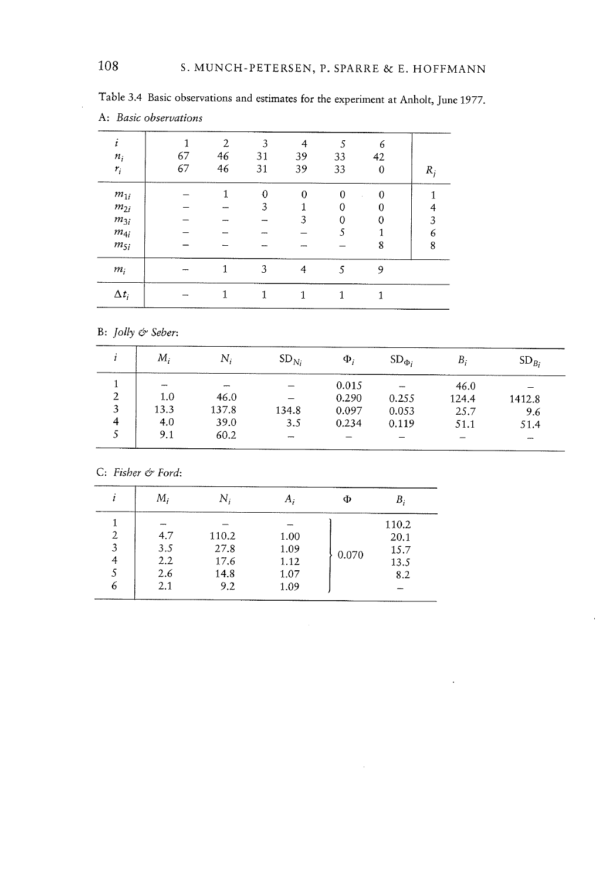Table 3.4 Basic observations and estimates for the experiment at Anholt, June 1977.

A: *Basic observations*

| $i$ | 1 | 2 | 3 | 4 | 5 | 6 | |
|---|---|---|---|---|---|---|---|
| $n_i$ | 67 | 46 | 31 | 39 | 33 | 42 | |
| $r_i$ | 67 | 46 | 31 | 39 | 33 | 0 | $R_j$ |
| $m_{1i}$ | – | 1 | 0 | 0 | 0 | 0 | 1 |
| $m_{2i}$ | – | – | 3 | 1 | 0 | 0 | 4 |
| $m_{3i}$ | – | – | – | 3 | 0 | 0 | 3 |
| $m_{4i}$ | – | – | – | – | 5 | 1 | 6 |
| $m_{5i}$ | – | – | – | – | – | 8 | 8 |
| $m_i$ | – | 1 | 3 | 4 | 5 | 9 | |
| $\Delta t_i$ | – | 1 | 1 | 1 | 1 | 1 | |

B: *Jolly & Seber*:

| $i$ | $M_i$ | $N_i$ | $SD_{N_i}$ | $\Phi_i$ | $SD_{\Phi_i}$ | $B_i$ | $SD_{B_i}$ |
|---|---|---|---|---|---|---|---|
| 1 | – | – | – | 0.015 | – | 46.0 | – |
| 2 | 1.0 | 46.0 | – | 0.290 | 0.255 | 124.4 | 1412.8 |
| 3 | 13.3 | 137.8 | 134.8 | 0.097 | 0.053 | 25.7 | 9.6 |
| 4 | 4.0 | 39.0 | 3.5 | 0.234 | 0.119 | 51.1 | 51.4 |
| 5 | 9.1 | 60.2 | – | – | – | – | – |

C: *Fisher & Ford*:

| $i$ | $M_i$ | $N_i$ | $A_i$ | $\Phi$ | $B_i$ |
|---|---|---|---|---|---|
| 1 | – | – | – | | 110.2 |
| 2 | 4.7 | 110.2 | 1.00 | | 20.1 |
| 3 | 3.5 | 27.8 | 1.09 | 0.070 | 15.7 |
| 4 | 2.2 | 17.6 | 1.12 | | 13.5 |
| 5 | 2.6 | 14.8 | 1.07 | | 8.2 |
| 6 | 2.1 | 9.2 | 1.09 | | – |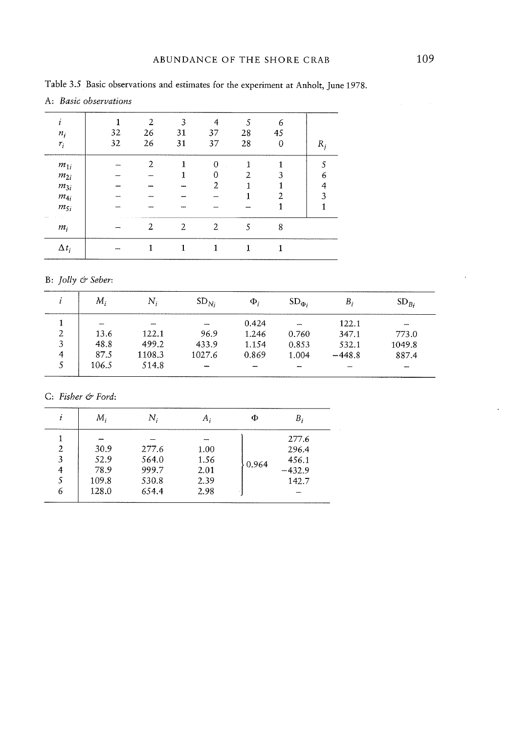Table 3.5 Basic observations and estimates for the experiment at Anholt, June 1978.

A: *Basic observations*

| $i$ | 1 | 2 | 3 | 4 | 5 | 6 | |
|---|---|---|---|---|---|---|---|
| $n_i$ | 32 | 26 | 31 | 37 | 28 | 45 | |
| $r_i$ | 32 | 26 | 31 | 37 | 28 | 0 | $R_j$ |
| $m_{1i}$ | – | 2 | 1 | 0 | 1 | 1 | 5 |
| $m_{2i}$ | – | – | 1 | 0 | 2 | 3 | 6 |
| $m_{3i}$ | – | – | – | 2 | 1 | 1 | 4 |
| $m_{4i}$ | – | – | – | – | 1 | 2 | 3 |
| $m_{5i}$ | – | – | – | – | – | 1 | 1 |
| $m_i$ | – | 2 | 2 | 2 | 5 | 8 | |
| $\Delta t_i$ | – | 1 | 1 | 1 | 1 | 1 | |

B: *Jolly & Seber*:

| $i$ | $M_i$ | $N_i$ | $SD_{N_i}$ | $\Phi_i$ | $SD_{\Phi_i}$ | $B_i$ | $SD_{B_i}$ |
|---|---|---|---|---|---|---|---|
| 1 | – | – | – | 0.424 | – | 122.1 | – |
| 2 | 13.6 | 122.1 | 96.9 | 1.246 | 0.760 | 347.1 | 773.0 |
| 3 | 48.8 | 499.2 | 433.9 | 1.154 | 0.853 | 532.1 | 1049.8 |
| 4 | 87.5 | 1108.3 | 1027.6 | 0.869 | 1.004 | −448.8 | 887.4 |
| 5 | 106.5 | 514.8 | – | – | – | – | – |

C: *Fisher & Ford*:

| $i$ | $M_i$ | $N_i$ | $A_i$ | $\Phi$ | $B_i$ |
|---|---|---|---|---|---|
| 1 | – | – | – | 0.964 | 277.6 |
| 2 | 30.9 | 277.6 | 1.00 | | 296.4 |
| 3 | 52.9 | 564.0 | 1.56 | | 456.1 |
| 4 | 78.9 | 999.7 | 2.01 | | −432.9 |
| 5 | 109.8 | 530.8 | 2.39 | | 142.7 |
| 6 | 128.0 | 654.4 | 2.98 | | – |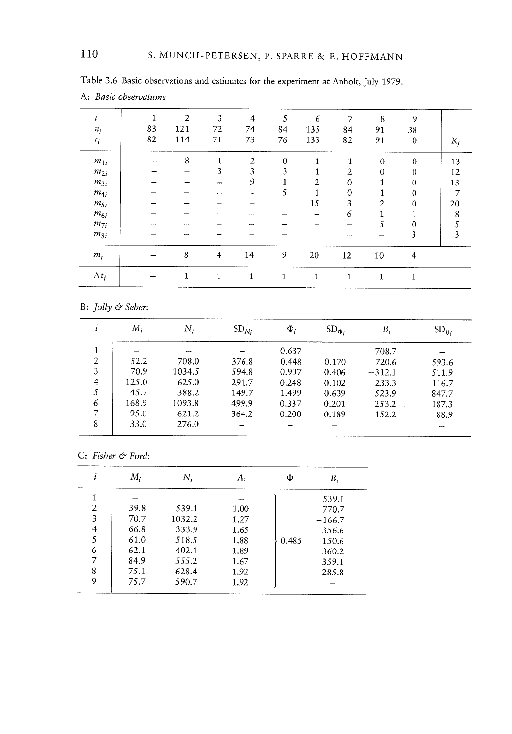Table 3.6 Basic observations and estimates for the experiment at Anholt, July 1979.

A: *Basic observations*

| $i$ | 1 | 2 | 3 | 4 | 5 | 6 | 7 | 8 | 9 | |
|---|---|---|---|---|---|---|---|---|---|---|
| $n_i$ | 83 | 121 | 72 | 74 | 84 | 135 | 84 | 91 | 38 | |
| $r_i$ | 82 | 114 | 71 | 73 | 76 | 133 | 82 | 91 | 0 | $R_j$ |
| $m_{1i}$ | – | 8 | 1 | 2 | 0 | 1 | 1 | 0 | 0 | 13 |
| $m_{2i}$ | – | – | 3 | 3 | 3 | 1 | 2 | 0 | 0 | 12 |
| $m_{3i}$ | – | – | – | 9 | 1 | 2 | 0 | 1 | 0 | 13 |
| $m_{4i}$ | – | – | – | – | 5 | 1 | 0 | 1 | 0 | 7 |
| $m_{5i}$ | – | – | – | – | – | 15 | 3 | 2 | 0 | 20 |
| $m_{6i}$ | – | – | – | – | – | – | 6 | 1 | 1 | 8 |
| $m_{7i}$ | – | – | – | – | – | – | – | 5 | 0 | 5 |
| $m_{8i}$ | – | – | – | – | – | – | – | – | 3 | 3 |
| $m_i$ | – | 8 | 4 | 14 | 9 | 20 | 12 | 10 | 4 | |
| $\Delta t_i$ | – | 1 | 1 | 1 | 1 | 1 | 1 | 1 | 1 | |

B: *Jolly & Seber:*

| $i$ | $M_i$ | $N_i$ | $SD_{N_i}$ | $\Phi_i$ | $SD_{\Phi_i}$ | $B_i$ | $SD_{B_i}$ |
|---|---|---|---|---|---|---|---|
| 1 | – | – | – | 0.637 | – | 708.7 | – |
| 2 | 52.2 | 708.0 | 376.8 | 0.448 | 0.170 | 720.6 | 593.6 |
| 3 | 70.9 | 1034.5 | 594.8 | 0.907 | 0.406 | −312.1 | 511.9 |
| 4 | 125.0 | 625.0 | 291.7 | 0.248 | 0.102 | 233.3 | 116.7 |
| 5 | 45.7 | 388.2 | 149.7 | 1.499 | 0.639 | 523.9 | 847.7 |
| 6 | 168.9 | 1093.8 | 499.9 | 0.337 | 0.201 | 253.2 | 187.3 |
| 7 | 95.0 | 621.2 | 364.2 | 0.200 | 0.189 | 152.2 | 88.9 |
| 8 | 33.0 | 276.0 | – | – | – | – | – |

C: *Fisher & Ford:*

| $i$ | $M_i$ | $N_i$ | $A_i$ | $\Phi$ | $B_i$ |
|---|---|---|---|---|---|
| 1 | – | – | – | | 539.1 |
| 2 | 39.8 | 539.1 | 1.00 | | 770.7 |
| 3 | 70.7 | 1032.2 | 1.27 | | −166.7 |
| 4 | 66.8 | 333.9 | 1.65 | | 356.6 |
| 5 | 61.0 | 518.5 | 1.88 | 0.485 | 150.6 |
| 6 | 62.1 | 402.1 | 1.89 | | 360.2 |
| 7 | 84.9 | 555.2 | 1.67 | | 359.1 |
| 8 | 75.1 | 628.4 | 1.92 | | 285.8 |
| 9 | 75.7 | 590.7 | 1.92 | | – |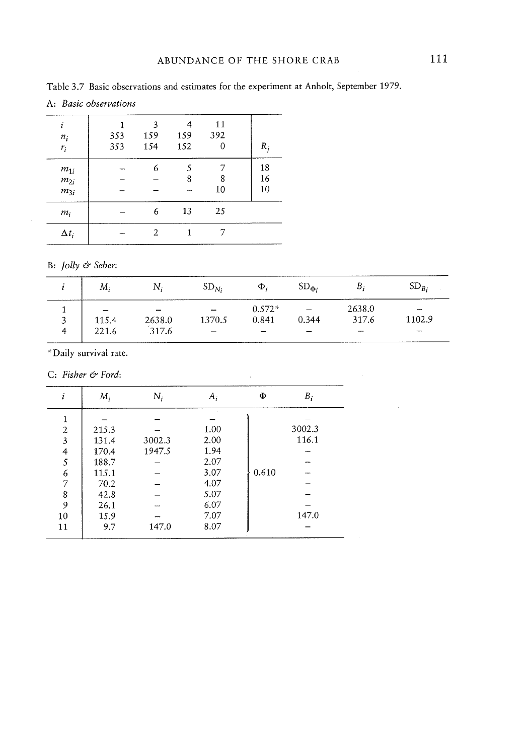Table 3.7 Basic observations and estimates for the experiment at Anholt, September 1979.

A: *Basic observations*

| $i$ | 1 | 3 | 4 | 11 | |
|---|---|---|---|---|---|
| $n_i$ | 353 | 159 | 159 | 392 | |
| $r_i$ | 353 | 154 | 152 | 0 | $R_j$ |
| $m_{1i}$ | – | 6 | 5 | 7 | 18 |
| $m_{2i}$ | – | – | 8 | 8 | 16 |
| $m_{3i}$ | – | – | – | 10 | 10 |
| $m_i$ | – | 6 | 13 | 25 | |
| $\Delta t_i$ | – | 2 | 1 | 7 | |

B: *Jolly & Seber*:

| $i$ | $M_i$ | $N_i$ | $SD_{N_i}$ | $\Phi_i$ | $SD_{\Phi_i}$ | $B_i$ | $SD_{B_i}$ |
|---|---|---|---|---|---|---|---|
| 1 | – | – | – | 0.572* | – | 2638.0 | – |
| 3 | 115.4 | 2638.0 | 1370.5 | 0.841 | 0.344 | 317.6 | 1102.9 |
| 4 | 221.6 | 317.6 | – | – | – | – | – |

*Daily survival rate.

C: *Fisher & Ford*:

| $i$ | $M_i$ | $N_i$ | $A_i$ | $\Phi$ | $B_i$ |
|---|---|---|---|---|---|
| 1 | – | – | – | | – |
| 2 | 215.3 | – | 1.00 | | 3002.3 |
| 3 | 131.4 | 3002.3 | 2.00 | | 116.1 |
| 4 | 170.4 | 1947.5 | 1.94 | | – |
| 5 | 188.7 | – | 2.07 | | – |
| 6 | 115.1 | – | 3.07 | 0.610 | – |
| 7 | 70.2 | – | 4.07 | | – |
| 8 | 42.8 | – | 5.07 | | – |
| 9 | 26.1 | – | 6.07 | | – |
| 10 | 15.9 | – | 7.07 | | 147.0 |
| 11 | 9.7 | 147.0 | 8.07 | | – |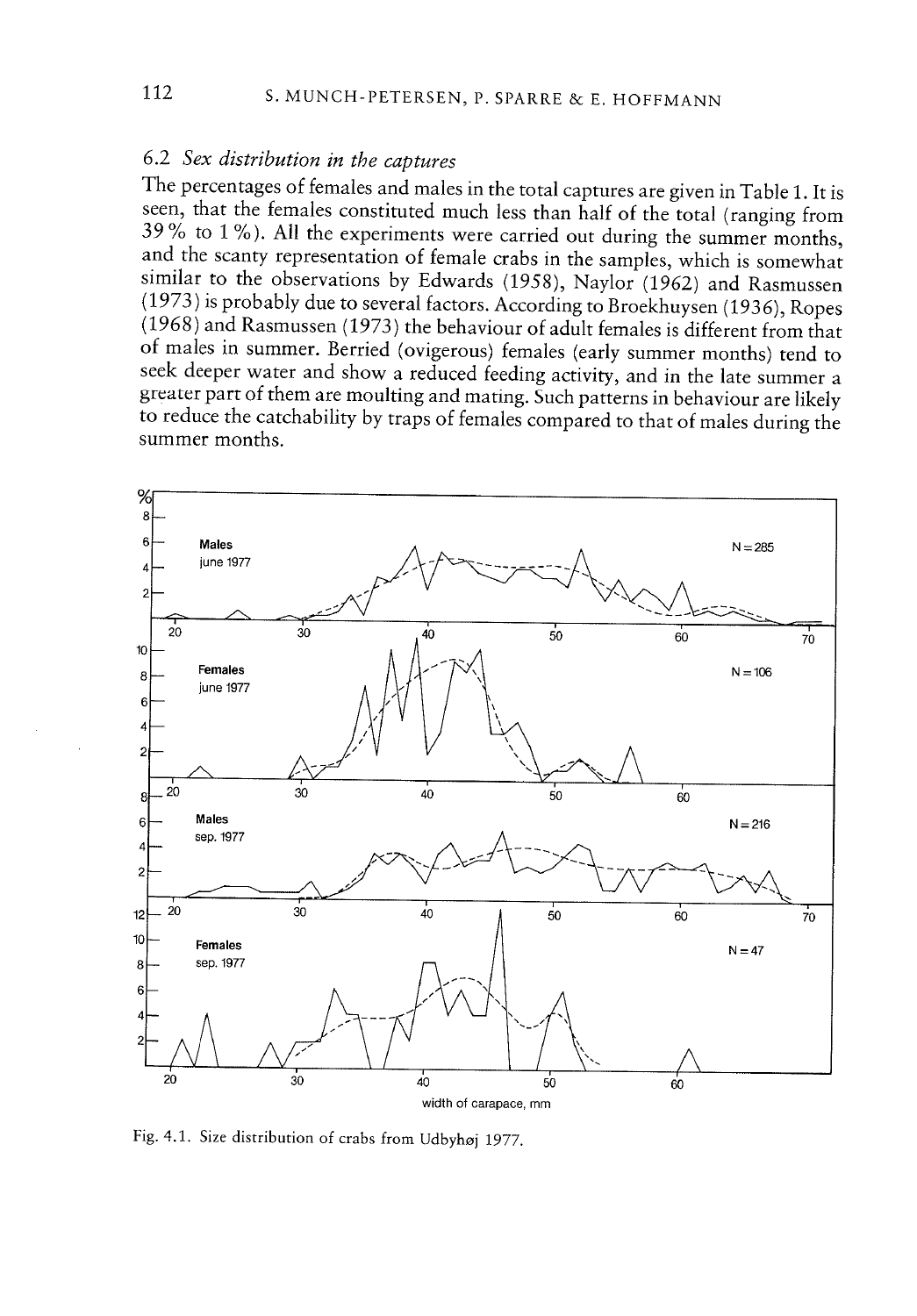### 6.2 *Sex distribution in the captures*

The percentages of females and males in the total captures are given in Table 1. It is seen, that the females constituted much less than half of the total (ranging from 39 % to 1 %). All the experiments were carried out during the summer months, and the scanty representation of female crabs in the samples, which is somewhat similar to the observations by Edwards (1958), Naylor (1962) and Rasmussen (1973) is probably due to several factors. According to Broekhuysen (1936), Ropes (1968) and Rasmussen (1973) the behaviour of adult females is different from that of males in summer. Berried (ovigerous) females (early summer months) tend to seek deeper water and show a reduced feeding activity, and in the late summer a greater part of them are moulting and mating. Such patterns in behaviour are likely to reduce the catchability by traps of females compared to that of males during the summer months.

Fig. 4.1. Size distribution of crabs from Udbyhøj 1977.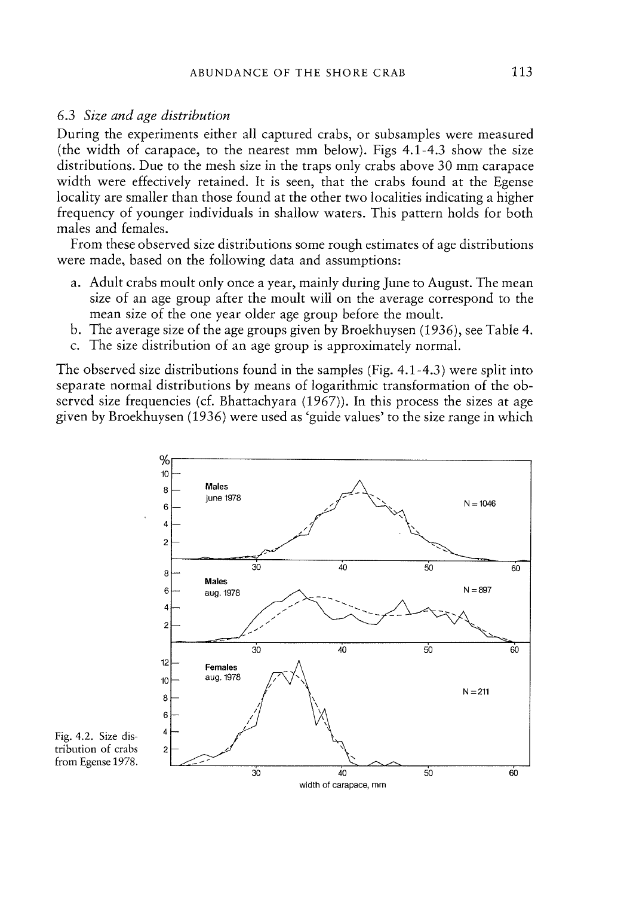### 6.3 *Size and age distribution*

During the experiments either all captured crabs, or subsamples were measured (the width of carapace, to the nearest mm below). Figs 4.1-4.3 show the size distributions. Due to the mesh size in the traps only crabs above 30 mm carapace width were effectively retained. It is seen, that the crabs found at the Egense locality are smaller than those found at the other two localities indicating a higher frequency of younger individuals in shallow waters. This pattern holds for both males and females.

From these observed size distributions some rough estimates of age distributions were made, based on the following data and assumptions:

a. Adult crabs moult only once a year, mainly during June to August. The mean size of an age group after the moult will on the average correspond to the mean size of the one year older age group before the moult.
b. The average size of the age groups given by Broekhuysen (1936), see Table 4.
c. The size distribution of an age group is approximately normal.

The observed size distributions found in the samples (Fig. 4.1-4.3) were split into separate normal distributions by means of logarithmic transformation of the observed size frequencies (cf. Bhattachyara (1967)). In this process the sizes at age given by Broekhuysen (1936) were used as 'guide values' to the size range in which

Fig. 4.2. Size distribution of crabs from Egense 1978.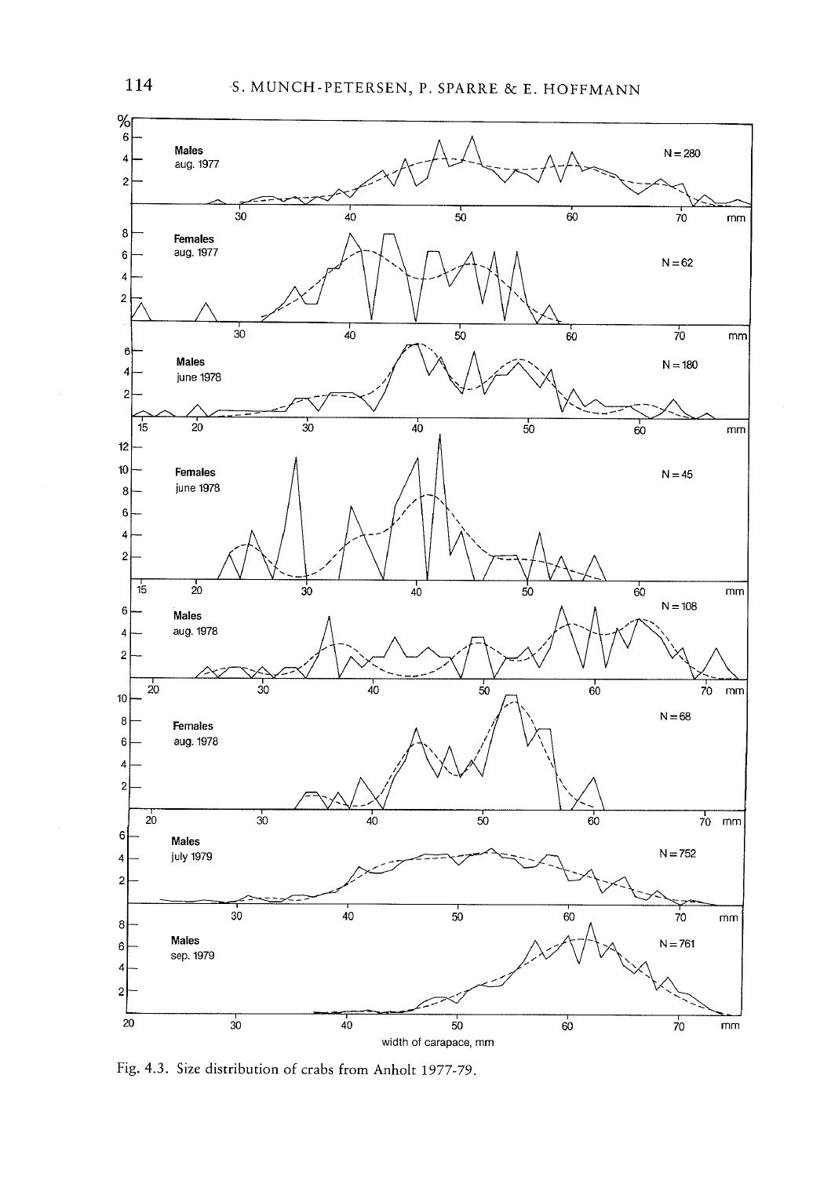Fig. 4.3. Size distribution of crabs from Anholt 1977-79.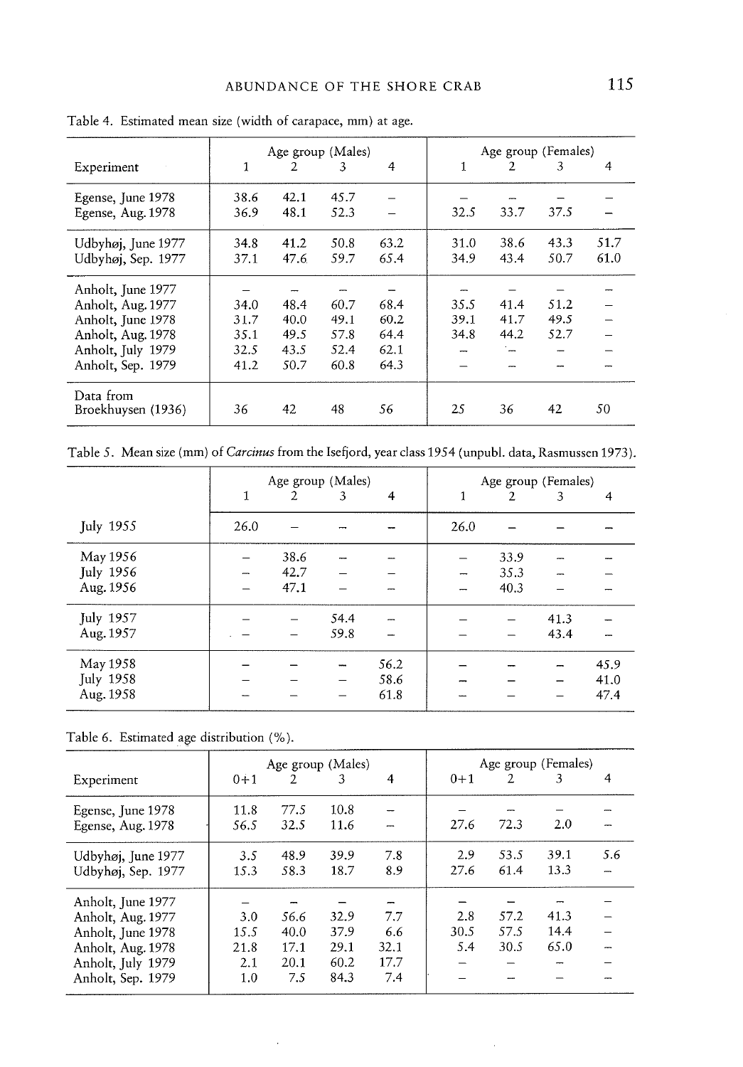Table 4. Estimated mean size (width of carapace, mm) at age.

| Experiment | Age group (Males) | | | | Age group (Females) | | | |
|---|---|---|---|---|---|---|---|---|
| | 1 | 2 | 3 | 4 | 1 | 2 | 3 | 4 |
| Egense, June 1978 | 38.6 | 42.1 | 45.7 | – | – | – | – | – |
| Egense, Aug. 1978 | 36.9 | 48.1 | 52.3 | – | 32.5 | 33.7 | 37.5 | – |
| Udbyhøj, June 1977 | 34.8 | 41.2 | 50.8 | 63.2 | 31.0 | 38.6 | 43.3 | 51.7 |
| Udbyhøj, Sep. 1977 | 37.1 | 47.6 | 59.7 | 65.4 | 34.9 | 43.4 | 50.7 | 61.0 |
| Anholt, June 1977 | – | – | – | – | – | – | – | – |
| Anholt, Aug. 1977 | 34.0 | 48.4 | 60.7 | 68.4 | 35.5 | 41.4 | 51.2 | – |
| Anholt, June 1978 | 31.7 | 40.0 | 49.1 | 60.2 | 39.1 | 41.7 | 49.5 | – |
| Anholt, Aug. 1978 | 35.1 | 49.5 | 57.8 | 64.4 | 34.8 | 44.2 | 52.7 | – |
| Anholt, July 1979 | 32.5 | 43.5 | 52.4 | 62.1 | – | – | – | – |
| Anholt, Sep. 1979 | 41.2 | 50.7 | 60.8 | 64.3 | – | – | – | – |
| Data from Broekhuysen (1936) | 36 | 42 | 48 | 56 | 25 | 36 | 42 | 50 |

Table 5. Mean size (mm) of *Carcinus* from the Isefjord, year class 1954 (unpubl. data, Rasmussen 1973).

| | Age group (Males) | | | | Age group (Females) | | | |
|---|---|---|---|---|---|---|---|---|
| | 1 | 2 | 3 | 4 | 1 | 2 | 3 | 4 |
| July 1955 | 26.0 | – | – | – | 26.0 | – | – | – |
| May 1956 | – | 38.6 | – | – | – | 33.9 | – | – |
| July 1956 | – | 42.7 | – | – | – | 35.3 | – | – |
| Aug. 1956 | – | 47.1 | – | – | – | 40.3 | – | – |
| July 1957 | – | – | 54.4 | – | – | – | 41.3 | – |
| Aug. 1957 | – | – | 59.8 | – | – | – | 43.4 | – |
| May 1958 | – | – | – | 56.2 | – | – | – | 45.9 |
| July 1958 | – | – | – | 58.6 | – | – | – | 41.0 |
| Aug. 1958 | – | – | – | 61.8 | – | – | – | 47.4 |

Table 6. Estimated age distribution (%).

| Experiment | Age group (Males) | | | | Age group (Females) | | | |
|---|---|---|---|---|---|---|---|---|
| | 0+1 | 2 | 3 | 4 | 0+1 | 2 | 3 | 4 |
| Egense, June 1978 | 11.8 | 77.5 | 10.8 | – | – | – | – | – |
| Egense, Aug. 1978 | 56.5 | 32.5 | 11.6 | – | 27.6 | 72.3 | 2.0 | – |
| Udbyhøj, June 1977 | 3.5 | 48.9 | 39.9 | 7.8 | 2.9 | 53.5 | 39.1 | 5.6 |
| Udbyhøj, Sep. 1977 | 15.3 | 58.3 | 18.7 | 8.9 | 27.6 | 61.4 | 13.3 | – |
| Anholt, June 1977 | – | – | – | – | – | – | – | – |
| Anholt, Aug. 1977 | 3.0 | 56.6 | 32.9 | 7.7 | 2.8 | 57.2 | 41.3 | – |
| Anholt, June 1978 | 15.5 | 40.0 | 37.9 | 6.6 | 30.5 | 57.5 | 14.4 | – |
| Anholt, Aug. 1978 | 21.8 | 17.1 | 29.1 | 32.1 | 5.4 | 30.5 | 65.0 | – |
| Anholt, July 1979 | 2.1 | 20.1 | 60.2 | 17.7 | – | – | – | – |
| Anholt, Sep. 1979 | 1.0 | 7.5 | 84.3 | 7.4 | – | – | – | – |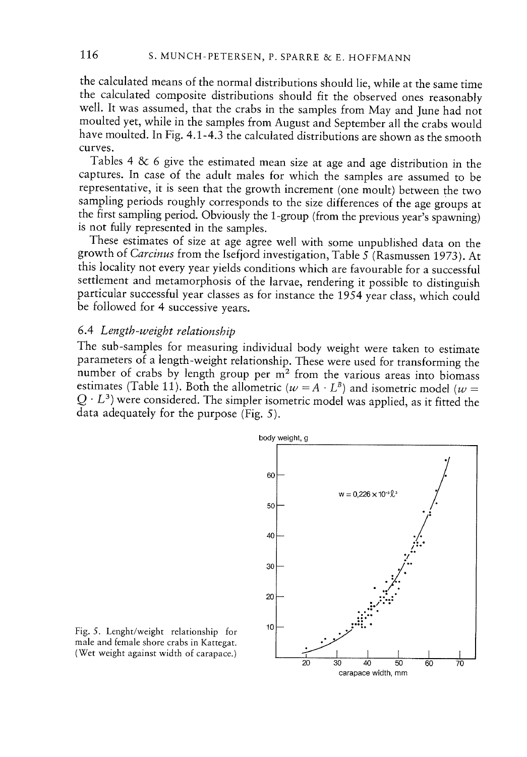the calculated means of the normal distributions should lie, while at the same time the calculated composite distributions should fit the observed ones reasonably well. It was assumed, that the crabs in the samples from May and June had not moulted yet, while in the samples from August and September all the crabs would have moulted. In Fig. 4.1-4.3 the calculated distributions are shown as the smooth curves.

Tables 4 & 6 give the estimated mean size at age and age distribution in the captures. In case of the adult males for which the samples are assumed to be representative, it is seen that the growth increment (one moult) between the two sampling periods roughly corresponds to the size differences of the age groups at the first sampling period. Obviously the 1-group (from the previous year's spawning) is not fully represented in the samples.

These estimates of size at age agree well with some unpublished data on the growth of *Carcinus* from the Isefjord investigation, Table 5 (Rasmussen 1973). At this locality not every year yields conditions which are favourable for a successful settlement and metamorphosis of the larvae, rendering it possible to distinguish particular successful year classes as for instance the 1954 year class, which could be followed for 4 successive years.

### 6.4 *Length-weight relationship*

The sub-samples for measuring individual body weight were taken to estimate parameters of a length-weight relationship. These were used for transforming the number of crabs by length group per m$^2$ from the various areas into biomass estimates (Table 11). Both the allometric ($w = A \cdot L^B$) and isometric model ($w = Q \cdot L^3$) were considered. The simpler isometric model was applied, as it fitted the data adequately for the purpose (Fig. 5).

$$w = 0{,}226 \times 10^{-3} \ell^3$$

Fig. 5. Lenght/weight relationship for male and female shore crabs in Kattegat. (Wet weight against width of carapace.)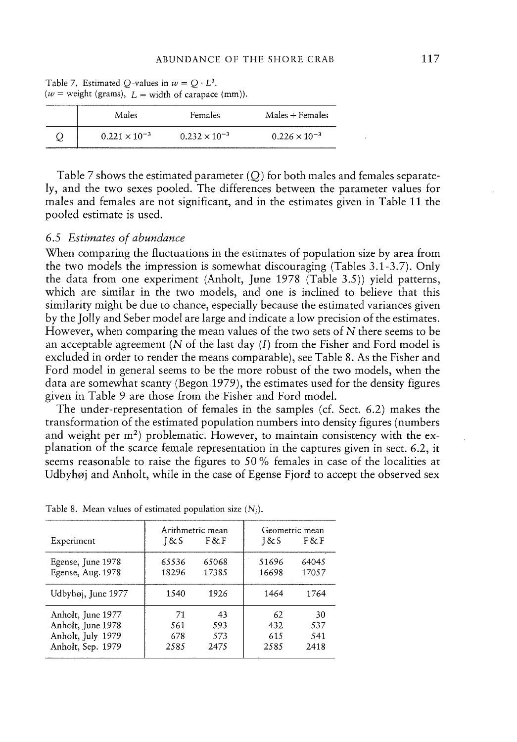Table 7. Estimated $Q$-values in $w = Q \cdot L^3$.
($w$ = weight (grams), $L$ = width of carapace (mm)).

| | Males | Females | Males + Females |
|---|---|---|---|
| $Q$ | $0.221 \times 10^{-3}$ | $0.232 \times 10^{-3}$ | $0.226 \times 10^{-3}$ |

Table 7 shows the estimated parameter ($Q$) for both males and females separately, and the two sexes pooled. The differences between the parameter values for males and females are not significant, and in the estimates given in Table 11 the pooled estimate is used.

### 6.5 *Estimates of abundance*

When comparing the fluctuations in the estimates of population size by area from the two models the impression is somewhat discouraging (Tables 3.1-3.7). Only the data from one experiment (Anholt, June 1978 (Table 3.5)) yield patterns, which are similar in the two models, and one is inclined to believe that this similarity might be due to chance, especially because the estimated variances given by the Jolly and Seber model are large and indicate a low precision of the estimates. However, when comparing the mean values of the two sets of $N$ there seems to be an acceptable agreement ($N$ of the last day ($I$) from the Fisher and Ford model is excluded in order to render the means comparable), see Table 8. As the Fisher and Ford model in general seems to be the more robust of the two models, when the data are somewhat scanty (Begon 1979), the estimates used for the density figures given in Table 9 are those from the Fisher and Ford model.

The under-representation of females in the samples (cf. Sect. 6.2) makes the transformation of the estimated population numbers into density figures (numbers and weight per m$^2$) problematic. However, to maintain consistency with the explanation of the scarce female representation in the captures given in sect. 6.2, it seems reasonable to raise the figures to 50 % females in case of the localities at Udbyhøj and Anholt, while in the case of Egense Fjord to accept the observed sex

Table 8. Mean values of estimated population size ($N_i$).

| Experiment | Arithmetric mean | | Geometric mean | |
|---|---|---|---|---|
| | J & S | F & F | J & S | F & F |
| Egense, June 1978 | 65536 | 65068 | 51696 | 64045 |
| Egense, Aug. 1978 | 18296 | 17385 | 16698 | 17057 |
| Udbyhøj, June 1977 | 1540 | 1926 | 1464 | 1764 |
| Anholt, June 1977 | 71 | 43 | 62 | 30 |
| Anholt, June 1978 | 561 | 593 | 432 | 537 |
| Anholt, July 1979 | 678 | 573 | 615 | 541 |
| Anholt, Sep. 1979 | 2585 | 2475 | 2585 | 2418 |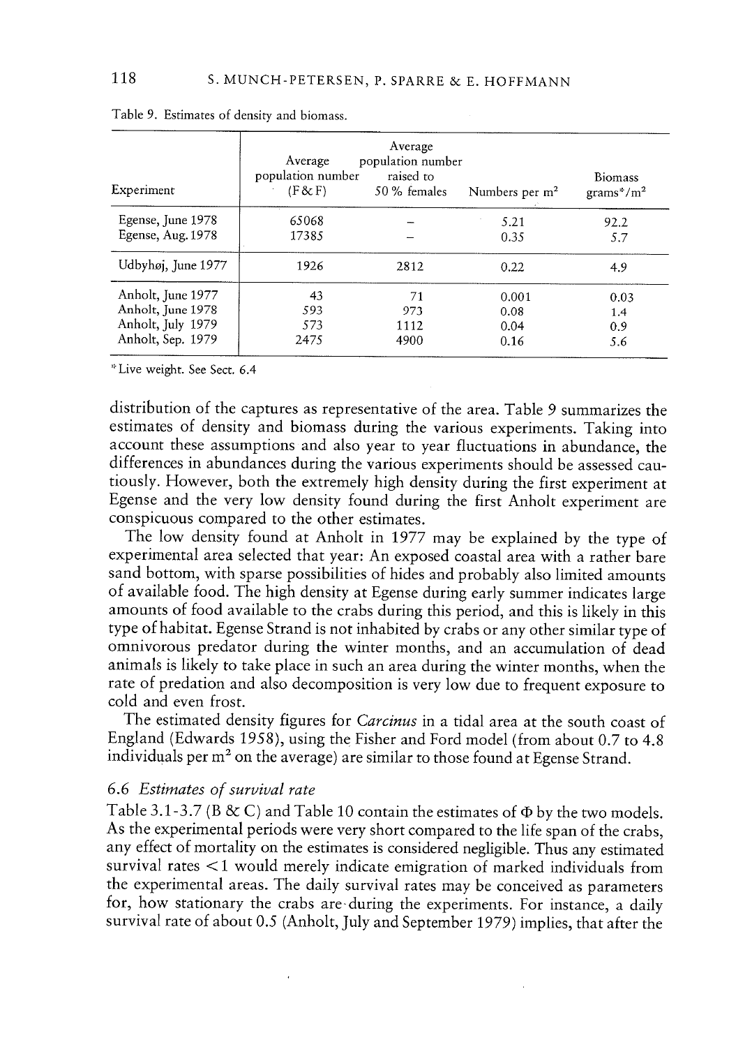Table 9. Estimates of density and biomass.

| Experiment | Average population number (F & F) | Average population number raised to 50 % females | Numbers per m² | Biomass grams*/m² |
|---|---|---|---|---|
| Egense, June 1978 | 65068 | – | 5.21 | 92.2 |
| Egense, Aug. 1978 | 17385 | – | 0.35 | 5.7 |
| Udbyhøj, June 1977 | 1926 | 2812 | 0.22 | 4.9 |
| Anholt, June 1977 | 43 | 71 | 0.001 | 0.03 |
| Anholt, June 1978 | 593 | 973 | 0.08 | 1.4 |
| Anholt, July 1979 | 573 | 1112 | 0.04 | 0.9 |
| Anholt, Sep. 1979 | 2475 | 4900 | 0.16 | 5.6 |

* Live weight. See Sect. 6.4

distribution of the captures as representative of the area. Table 9 summarizes the estimates of density and biomass during the various experiments. Taking into account these assumptions and also year to year fluctuations in abundance, the differences in abundances during the various experiments should be assessed cautiously. However, both the extremely high density during the first experiment at Egense and the very low density found during the first Anholt experiment are conspicuous compared to the other estimates.

The low density found at Anholt in 1977 may be explained by the type of experimental area selected that year: An exposed coastal area with a rather bare sand bottom, with sparse possibilities of hides and probably also limited amounts of available food. The high density at Egense during early summer indicates large amounts of food available to the crabs during this period, and this is likely in this type of habitat. Egense Strand is not inhabited by crabs or any other similar type of omnivorous predator during the winter months, and an accumulation of dead animals is likely to take place in such an area during the winter months, when the rate of predation and also decomposition is very low due to frequent exposure to cold and even frost.

The estimated density figures for *Carcinus* in a tidal area at the south coast of England (Edwards 1958), using the Fisher and Ford model (from about 0.7 to 4.8 individuals per m² on the average) are similar to those found at Egense Strand.

### 6.6 *Estimates of survival rate*

Table 3.1-3.7 (B & C) and Table 10 contain the estimates of $\Phi$ by the two models. As the experimental periods were very short compared to the life span of the crabs, any effect of mortality on the estimates is considered negligible. Thus any estimated survival rates $< 1$ would merely indicate emigration of marked individuals from the experimental areas. The daily survival rates may be conceived as parameters for, how stationary the crabs are during the experiments. For instance, a daily survival rate of about 0.5 (Anholt, July and September 1979) implies, that after the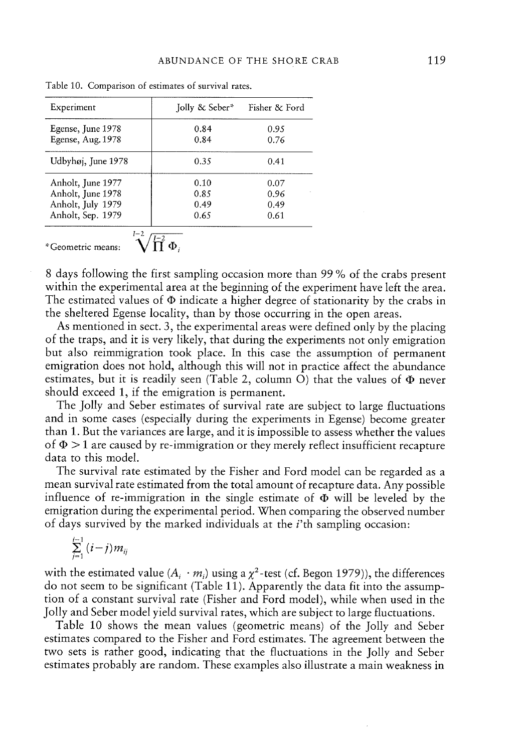Table 10. Comparison of estimates of survival rates.

| Experiment | Jolly & Seber* | Fisher & Ford |
|---|---|---|
| Egense, June 1978 | 0.84 | 0.95 |
| Egense, Aug. 1978 | 0.84 | 0.76 |
| Udbyhøj, June 1978 | 0.35 | 0.41 |
| Anholt, June 1977 | 0.10 | 0.07 |
| Anholt, June 1978 | 0.85 | 0.96 |
| Anholt, July 1979 | 0.49 | 0.49 |
| Anholt, Sep. 1979 | 0.65 | 0.61 |

*Geometric means: $\sqrt[I-2]{\prod^{I-2} \Phi_i}$

8 days following the first sampling occasion more than 99 % of the crabs present within the experimental area at the beginning of the experiment have left the area. The estimated values of $\Phi$ indicate a higher degree of stationarity by the crabs in the sheltered Egense locality, than by those occurring in the open areas.

As mentioned in sect. 3, the experimental areas were defined only by the placing of the traps, and it is very likely, that during the experiments not only emigration but also reimmigration took place. In this case the assumption of permanent emigration does not hold, although this will not in practice affect the abundance estimates, but it is readily seen (Table 2, column O) that the values of $\Phi$ never should exceed 1, if the emigration is permanent.

The Jolly and Seber estimates of survival rate are subject to large fluctuations and in some cases (especially during the experiments in Egense) become greater than 1. But the variances are large, and it is impossible to assess whether the values of $\Phi > 1$ are caused by re-immigration or they merely reflect insufficient recapture data to this model.

The survival rate estimated by the Fisher and Ford model can be regarded as a mean survival rate estimated from the total amount of recapture data. Any possible influence of re-immigration in the single estimate of $\Phi$ will be leveled by the emigration during the experimental period. When comparing the observed number of days survived by the marked individuals at the $i$'th sampling occasion:

$$\sum_{j=1}^{i-1} (i-j) m_{ij}$$

with the estimated value ($A_i \cdot m_i$) using a $\chi^2$-test (cf. Begon 1979)), the differences do not seem to be significant (Table 11). Apparently the data fit into the assumption of a constant survival rate (Fisher and Ford model), while when used in the Jolly and Seber model yield survival rates, which are subject to large fluctuations.

Table 10 shows the mean values (geometric means) of the Jolly and Seber estimates compared to the Fisher and Ford estimates. The agreement between the two sets is rather good, indicating that the fluctuations in the Jolly and Seber estimates probably are random. These examples also illustrate a main weakness in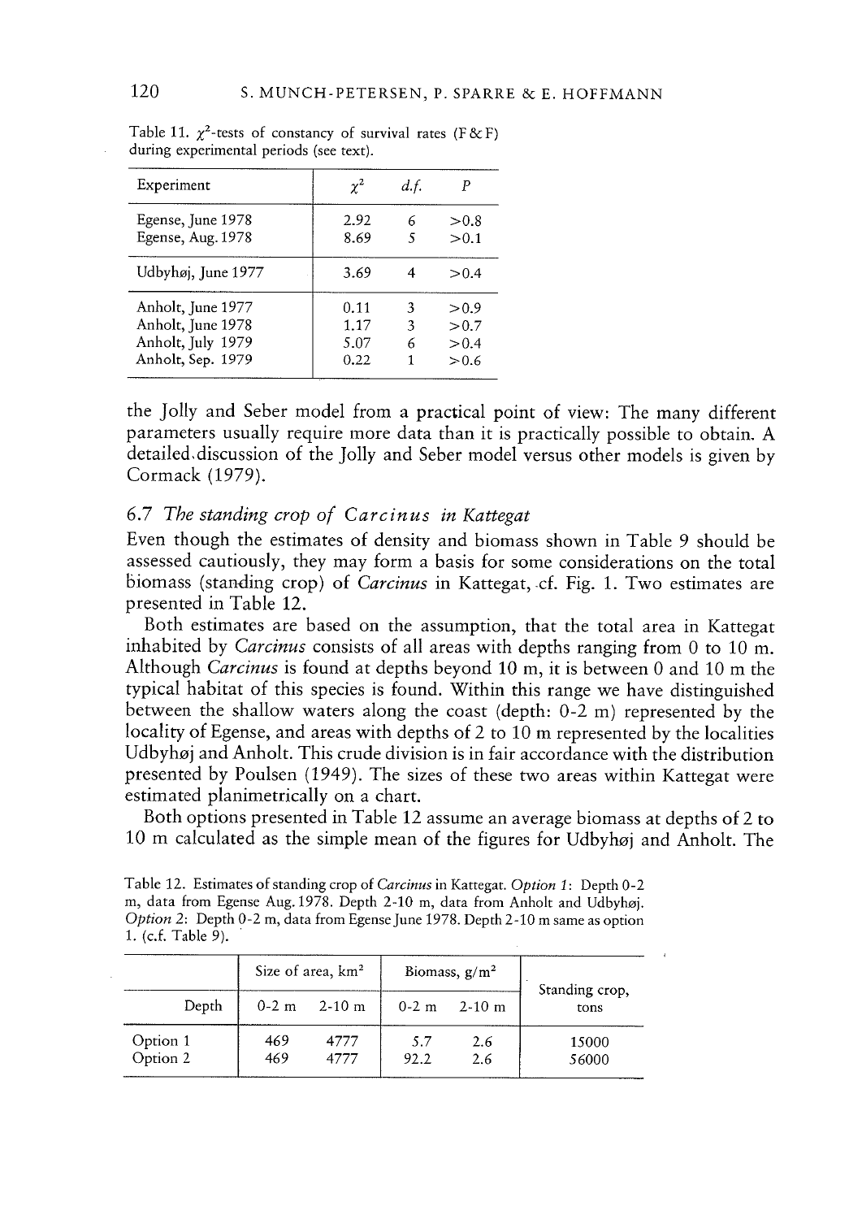Table 11. $\chi^2$-tests of constancy of survival rates (F & F) during experimental periods (see text).

| Experiment | $\chi^2$ | d.f. | P |
|---|---|---|---|
| Egense, June 1978 | 2.92 | 6 | >0.8 |
| Egense, Aug. 1978 | 8.69 | 5 | >0.1 |
| Udbyhøj, June 1977 | 3.69 | 4 | >0.4 |
| Anholt, June 1977 | 0.11 | 3 | >0.9 |
| Anholt, June 1978 | 1.17 | 3 | >0.7 |
| Anholt, July 1979 | 5.07 | 6 | >0.4 |
| Anholt, Sep. 1979 | 0.22 | 1 | >0.6 |

the Jolly and Seber model from a practical point of view: The many different parameters usually require more data than it is practically possible to obtain. A detailed discussion of the Jolly and Seber model versus other models is given by Cormack (1979).

### 6.7 *The standing crop of Carcinus in Kattegat*

Even though the estimates of density and biomass shown in Table 9 should be assessed cautiously, they may form a basis for some considerations on the total biomass (standing crop) of *Carcinus* in Kattegat, cf. Fig. 1. Two estimates are presented in Table 12.

Both estimates are based on the assumption, that the total area in Kattegat inhabited by *Carcinus* consists of all areas with depths ranging from 0 to 10 m. Although *Carcinus* is found at depths beyond 10 m, it is between 0 and 10 m the typical habitat of this species is found. Within this range we have distinguished between the shallow waters along the coast (depth: 0-2 m) represented by the locality of Egense, and areas with depths of 2 to 10 m represented by the localities Udbyhøj and Anholt. This crude division is in fair accordance with the distribution presented by Poulsen (1949). The sizes of these two areas within Kattegat were estimated planimetrically on a chart.

Both options presented in Table 12 assume an average biomass at depths of 2 to 10 m calculated as the simple mean of the figures for Udbyhøj and Anholt. The

Table 12. Estimates of standing crop of *Carcinus* in Kattegat. *Option 1*: Depth 0-2 m, data from Egense Aug. 1978. Depth 2-10 m, data from Anholt and Udbyhøj. *Option 2*: Depth 0-2 m, data from Egense June 1978. Depth 2-10 m same as option 1. (c.f. Table 9).

| | Size of area, km² | | Biomass, g/m² | | Standing crop, tons |
|---|---|---|---|---|---|
| Depth | 0-2 m | 2-10 m | 0-2 m | 2-10 m | |
| Option 1 | 469 | 4777 | 5.7 | 2.6 | 15000 |
| Option 2 | 469 | 4777 | 92.2 | 2.6 | 56000 |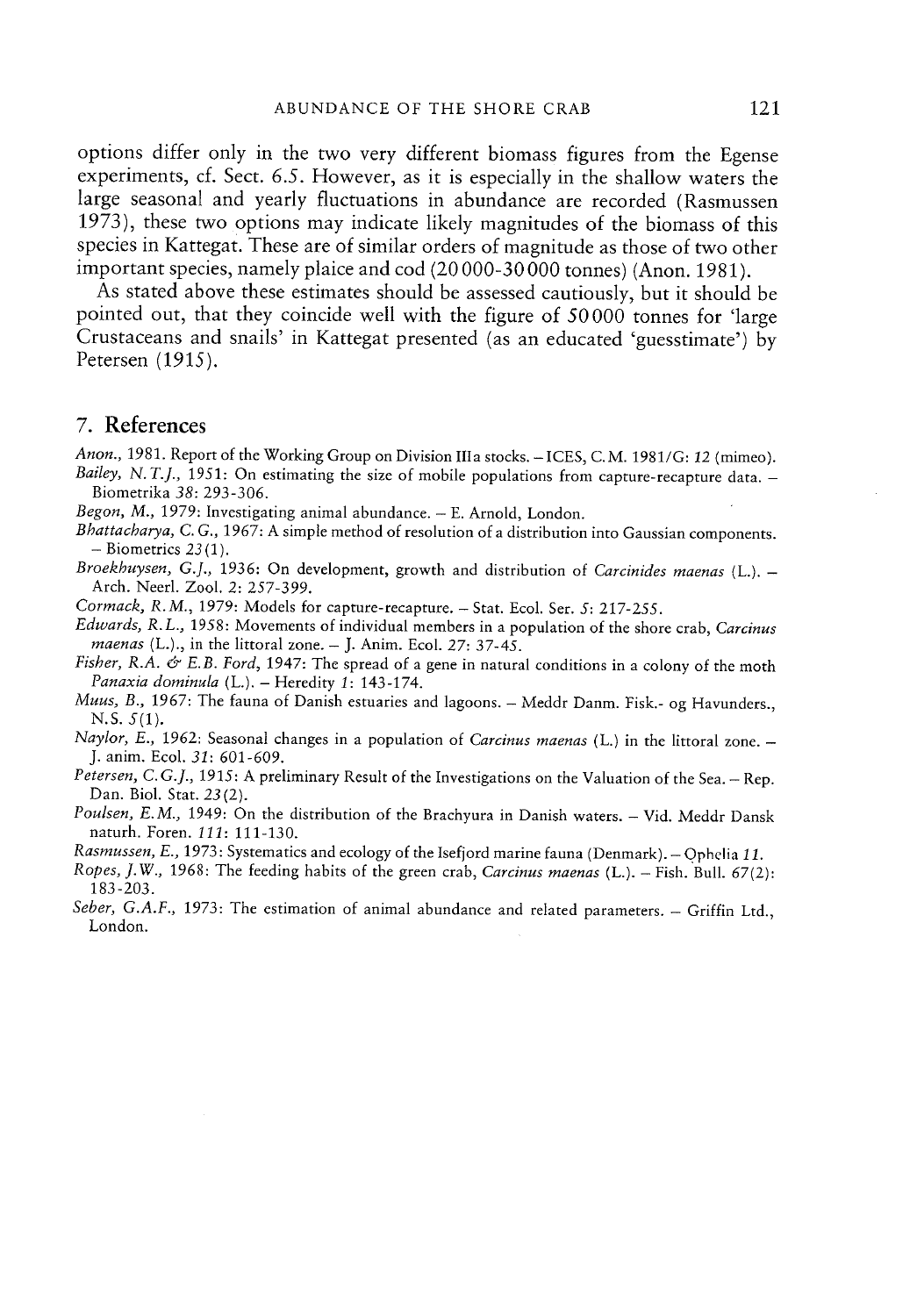options differ only in the two very different biomass figures from the Egense experiments, cf. Sect. 6.5. However, as it is especially in the shallow waters the large seasonal and yearly fluctuations in abundance are recorded (Rasmussen 1973), these two options may indicate likely magnitudes of the biomass of this species in Kattegat. These are of similar orders of magnitude as those of two other important species, namely plaice and cod (20 000-30 000 tonnes) (Anon. 1981).

As stated above these estimates should be assessed cautiously, but it should be pointed out, that they coincide well with the figure of 50 000 tonnes for 'large Crustaceans and snails' in Kattegat presented (as an educated 'guesstimate') by Petersen (1915).

## 7. References

*Anon.*, 1981. Report of the Working Group on Division IIIa stocks. – ICES, C.M. 1981/G: *12* (mimeo).

*Bailey, N.T.J.*, 1951: On estimating the size of mobile populations from capture-recapture data. – Biometrika *38*: 293-306.

*Begon, M.*, 1979: Investigating animal abundance. – E. Arnold, London.

*Bhattacharya, C.G.*, 1967: A simple method of resolution of a distribution into Gaussian components. – Biometrics *23*(1).

*Broekhuysen, G.J.*, 1936: On development, growth and distribution of *Carcinides maenas* (L.). – Arch. Neerl. Zool. *2*: 257-399.

*Cormack, R.M.*, 1979: Models for capture-recapture. – Stat. Ecol. Ser. *5*: 217-255.

*Edwards, R.L.*, 1958: Movements of individual members in a population of the shore crab, *Carcinus maenas* (L.), in the littoral zone. – J. Anim. Ecol. *27*: 37-45.

*Fisher, R.A. & E.B. Ford*, 1947: The spread of a gene in natural conditions in a colony of the moth *Panaxia dominula* (L.). – Heredity *1*: 143-174.

*Muus, B.*, 1967: The fauna of Danish estuaries and lagoons. – Meddr Danm. Fisk.- og Havunders., N.S. *5*(1).

*Naylor, E.*, 1962: Seasonal changes in a population of *Carcinus maenas* (L.) in the littoral zone. – J. anim. Ecol. *31*: 601-609.

*Petersen, C.G.J.*, 1915: A preliminary Result of the Investigations on the Valuation of the Sea. – Rep. Dan. Biol. Stat. *23*(2).

*Poulsen, E.M.*, 1949: On the distribution of the Brachyura in Danish waters. – Vid. Meddr Dansk naturh. Foren. *111*: 111-130.

*Rasmussen, E.*, 1973: Systematics and ecology of the Isefjord marine fauna (Denmark). – Ophelia *11*.

*Ropes, J.W.*, 1968: The feeding habits of the green crab, *Carcinus maenas* (L.). – Fish. Bull. *67*(2): 183-203.

*Seber, G.A.F.*, 1973: The estimation of animal abundance and related parameters. – Griffin Ltd., London.